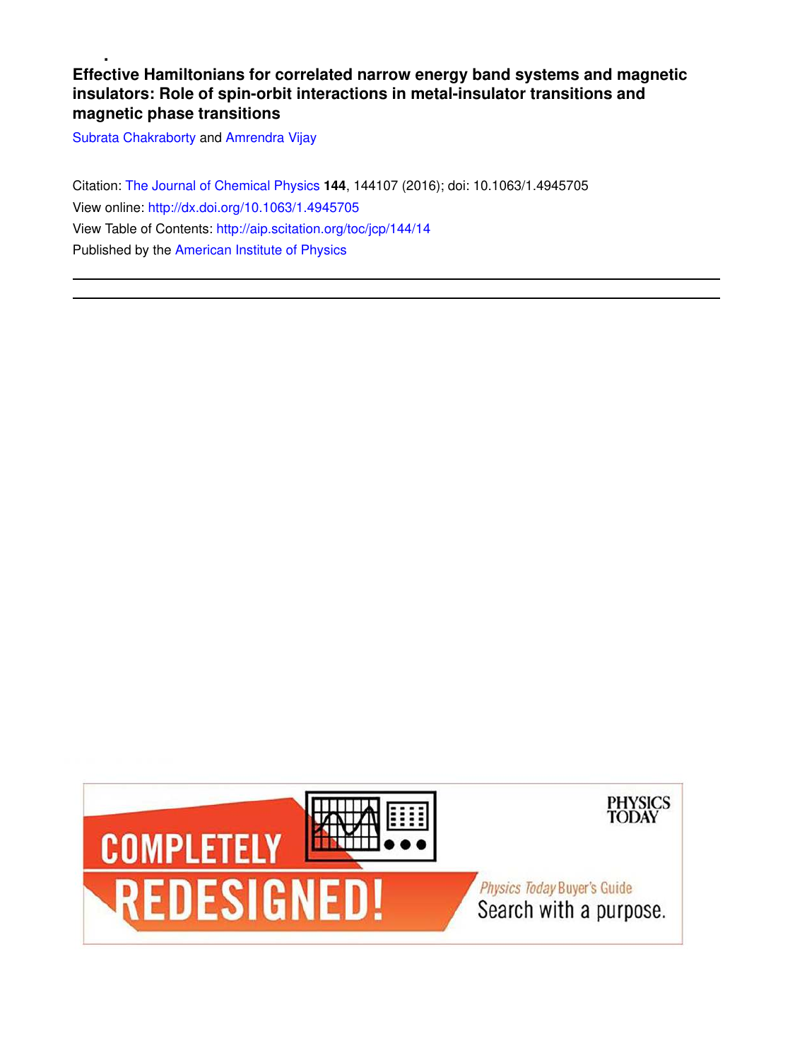# Effective Hamiltonians for correlated narrow energy band systems and magnetic insulators: Role of spin-orbit interactions in metal-insulator transitions and magnetic phase transitions

Subrata Chakraborty and Amrendra Vijay

Citation: The Journal of Chemical Physics **144**, 144107 (2016); doi: 10.1063/1.4945705

View online: http://dx.doi.org/10.1063/1.4945705

View Table of Contents: http://aip.scitation.org/toc/jcp/144/14

Published by the American Institute of Physics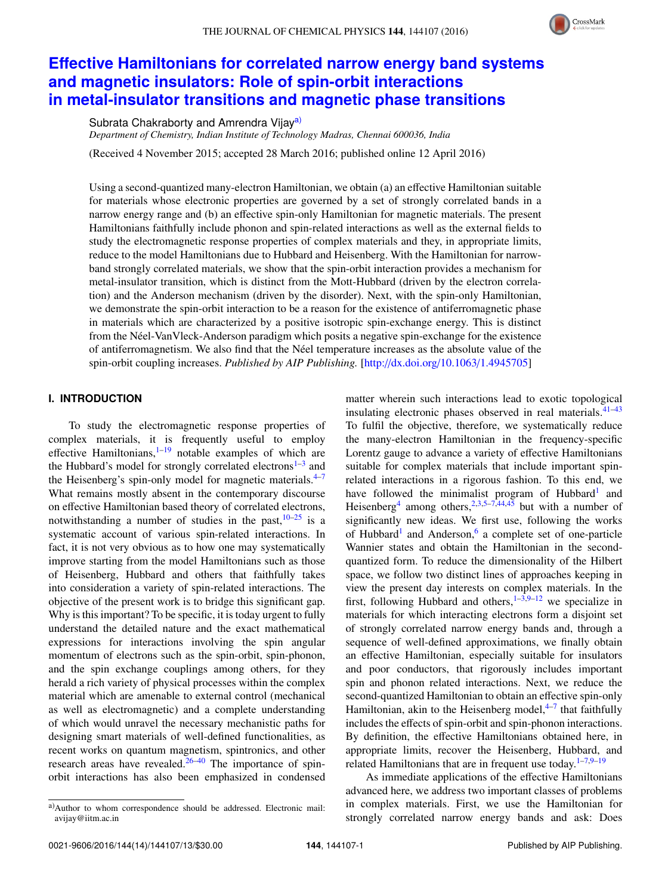# Effective Hamiltonians for correlated narrow energy band systems and magnetic insulators: Role of spin-orbit interactions in metal-insulator transitions and magnetic phase transitions

Subrata Chakraborty and Amrendra Vijay[a)]

*Department of Chemistry, Indian Institute of Technology Madras, Chennai 600036, India*

(Received 4 November 2015; accepted 28 March 2016; published online 12 April 2016)

Using a second-quantized many-electron Hamiltonian, we obtain (a) an effective Hamiltonian suitable for materials whose electronic properties are governed by a set of strongly correlated bands in a narrow energy range and (b) an effective spin-only Hamiltonian for magnetic materials. The present Hamiltonians faithfully include phonon and spin-related interactions as well as the external fields to study the electromagnetic response properties of complex materials and they, in appropriate limits, reduce to the model Hamiltonians due to Hubbard and Heisenberg. With the Hamiltonian for narrow-band strongly correlated materials, we show that the spin-orbit interaction provides a mechanism for metal-insulator transition, which is distinct from the Mott-Hubbard (driven by the electron correlation) and the Anderson mechanism (driven by the disorder). Next, with the spin-only Hamiltonian, we demonstrate the spin-orbit interaction to be a reason for the existence of antiferromagnetic phase in materials which are characterized by a positive isotropic spin-exchange energy. This is distinct from the Néel-VanVleck-Anderson paradigm which posits a negative spin-exchange for the existence of antiferromagnetism. We also find that the Néel temperature increases as the absolute value of the spin-orbit coupling increases. *Published by AIP Publishing.* [http://dx.doi.org/10.1063/1.4945705]

## I. INTRODUCTION

To study the electromagnetic response properties of complex materials, it is frequently useful to employ effective Hamiltonians,[1–19] notable examples of which are the Hubbard's model for strongly correlated electrons[1–3] and the Heisenberg's spin-only model for magnetic materials.[4–7] What remains mostly absent in the contemporary discourse on effective Hamiltonian based theory of correlated electrons, notwithstanding a number of studies in the past,[10–25] is a systematic account of various spin-related interactions. In fact, it is not very obvious as to how one may systematically improve starting from the model Hamiltonians such as those of Heisenberg, Hubbard and others that faithfully takes into consideration a variety of spin-related interactions. The objective of the present work is to bridge this significant gap. Why is this important? To be specific, it is today urgent to fully understand the detailed nature and the exact mathematical expressions for interactions involving the spin angular momentum of electrons such as the spin-orbit, spin-phonon, and the spin exchange couplings among others, for they herald a rich variety of physical processes within the complex material which are amenable to external control (mechanical as well as electromagnetic) and a complete understanding of which would unravel the necessary mechanistic paths for designing smart materials of well-defined functionalities, as recent works on quantum magnetism, spintronics, and other research areas have revealed.[26–40] The importance of spin-orbit interactions has also been emphasized in condensed matter wherein such interactions lead to exotic topological insulating electronic phases observed in real materials.[41–43] To fulfil the objective, therefore, we systematically reduce the many-electron Hamiltonian in the frequency-specific Lorentz gauge to advance a variety of effective Hamiltonians suitable for complex materials that include important spin-related interactions in a rigorous fashion. To this end, we have followed the minimalist program of Hubbard[1] and Heisenberg[4] among others,[2,3,5–7,44,45] but with a number of significantly new ideas. We first use, following the works of Hubbard[1] and Anderson,[6] a complete set of one-particle Wannier states and obtain the Hamiltonian in the second-quantized form. To reduce the dimensionality of the Hilbert space, we follow two distinct lines of approaches keeping in view the present day interests on complex materials. In the first, following Hubbard and others,[1–3,9–12] we specialize in materials for which interacting electrons form a disjoint set of strongly correlated narrow energy bands and, through a sequence of well-defined approximations, we finally obtain an effective Hamiltonian, especially suitable for insulators and poor conductors, that rigorously includes important spin and phonon related interactions. Next, we reduce the second-quantized Hamiltonian to obtain an effective spin-only Hamiltonian, akin to the Heisenberg model,[4–7] that faithfully includes the effects of spin-orbit and spin-phonon interactions. By definition, the effective Hamiltonians obtained here, in appropriate limits, recover the Heisenberg, Hubbard, and related Hamiltonians that are in frequent use today.[1–7,9–19]

As immediate applications of the effective Hamiltonians advanced here, we address two important classes of problems in complex materials. First, we use the Hamiltonian for strongly correlated narrow energy bands and ask: Does

---

[a)]Author to whom correspondence should be addressed. Electronic mail: avijay@iitm.ac.in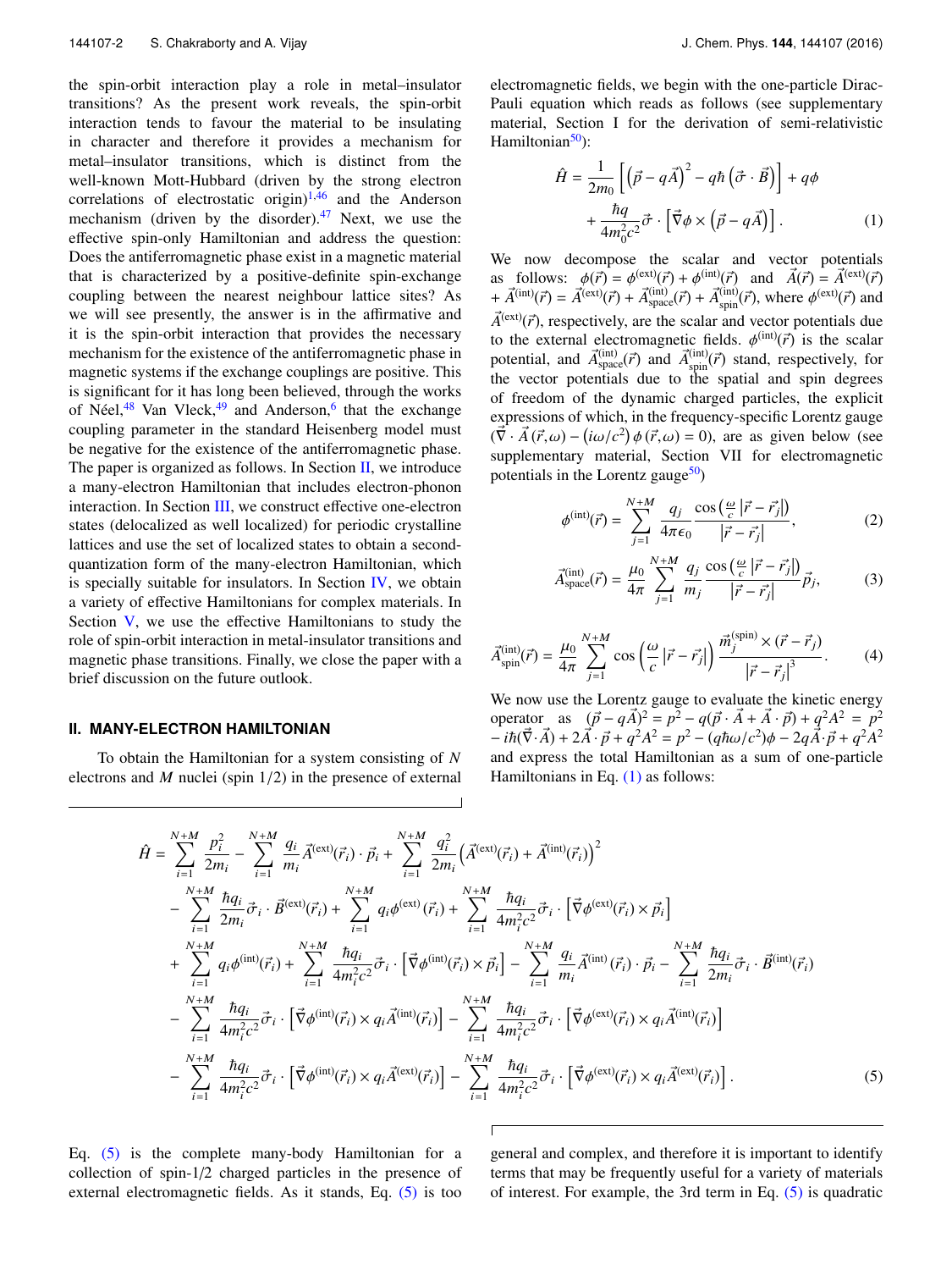the spin-orbit interaction play a role in metal–insulator transitions? As the present work reveals, the spin-orbit interaction tends to favour the material to be insulating in character and therefore it provides a mechanism for metal–insulator transitions, which is distinct from the well-known Mott-Hubbard (driven by the strong electron correlations of electrostatic origin)[1,46] and the Anderson mechanism (driven by the disorder).[47] Next, we use the effective spin-only Hamiltonian and address the question: Does the antiferromagnetic phase exist in a magnetic material that is characterized by a positive-definite spin-exchange coupling between the nearest neighbour lattice sites? As we will see presently, the answer is in the affirmative and it is the spin-orbit interaction that provides the necessary mechanism for the existence of the antiferromagnetic phase in magnetic systems if the exchange couplings are positive. This is significant for it has long been believed, through the works of Néel,[48] Van Vleck,[49] and Anderson,[6] that the exchange coupling parameter in the standard Heisenberg model must be negative for the existence of the antiferromagnetic phase. The paper is organized as follows. In Section II, we introduce a many-electron Hamiltonian that includes electron-phonon interaction. In Section III, we construct effective one-electron states (delocalized as well localized) for periodic crystalline lattices and use the set of localized states to obtain a second-quantization form of the many-electron Hamiltonian, which is specially suitable for insulators. In Section IV, we obtain a variety of effective Hamiltonians for complex materials. In Section V, we use the effective Hamiltonians to study the role of spin-orbit interaction in metal-insulator transitions and magnetic phase transitions. Finally, we close the paper with a brief discussion on the future outlook.

## II. MANY-ELECTRON HAMILTONIAN

To obtain the Hamiltonian for a system consisting of $N$ electrons and $M$ nuclei (spin 1/2) in the presence of external electromagnetic fields, we begin with the one-particle Dirac-Pauli equation which reads as follows (see supplementary material, Section I for the derivation of semi-relativistic Hamiltonian[50]):

$$\hat{H} = \frac{1}{2m_0}\left[\left(\vec{p} - q\vec{A}\right)^2 - q\hbar\left(\vec{\sigma}\cdot\vec{B}\right)\right] + q\phi + \frac{\hbar q}{4m_0^2c^2}\vec{\sigma}\cdot\left[\vec{\nabla}\phi \times \left(\vec{p} - q\vec{A}\right)\right]. \quad (1)$$

We now decompose the scalar and vector potentials as follows: $\phi(\vec{r}) = \phi^{(\mathrm{ext})}(\vec{r}) + \phi^{(\mathrm{int})}(\vec{r})$ and $\vec{A}(\vec{r}) = \vec{A}^{(\mathrm{ext})}(\vec{r}) + \vec{A}^{(\mathrm{int})}(\vec{r}) = \vec{A}^{(\mathrm{ext})}(\vec{r}) + \vec{A}^{(\mathrm{int})}_{\mathrm{space}}(\vec{r}) + \vec{A}^{(\mathrm{int})}_{\mathrm{spin}}(\vec{r})$, where $\phi^{(\mathrm{ext})}(\vec{r})$ and $\vec{A}^{(\mathrm{ext})}(\vec{r})$, respectively, are the scalar and vector potentials due to the external electromagnetic fields. $\phi^{(\mathrm{int})}(\vec{r})$ is the scalar potential, and $\vec{A}^{(\mathrm{int})}_{\mathrm{space}}(\vec{r})$ and $\vec{A}^{(\mathrm{int})}_{\mathrm{spin}}(\vec{r})$ stand, respectively, for the vector potentials due to the spatial and spin degrees of freedom of the dynamic charged particles, the explicit expressions of which, in the frequency-specific Lorentz gauge $(\vec{\nabla}\cdot\vec{A}(\vec{r},\omega) - (i\omega/c^2)\,\phi(\vec{r},\omega) = 0)$, are as given below (see supplementary material, Section VII for electromagnetic potentials in the Lorentz gauge[50])

$$\phi^{(\mathrm{int})}(\vec{r}) = \sum_{j=1}^{N+M} \frac{q_j}{4\pi\epsilon_0}\frac{\cos\left(\frac{\omega}{c}\left|\vec{r}-\vec{r}_j\right|\right)}{\left|\vec{r}-\vec{r}_j\right|}, \quad (2)$$

$$\vec{A}^{(\mathrm{int})}_{\mathrm{space}}(\vec{r}) = \frac{\mu_0}{4\pi}\sum_{j=1}^{N+M}\frac{q_j}{m_j}\frac{\cos\left(\frac{\omega}{c}\left|\vec{r}-\vec{r}_j\right|\right)}{\left|\vec{r}-\vec{r}_j\right|}\vec{p}_j, \quad (3)$$

$$\vec{A}^{(\mathrm{int})}_{\mathrm{spin}}(\vec{r}) = \frac{\mu_0}{4\pi}\sum_{j=1}^{N+M}\cos\left(\frac{\omega}{c}\left|\vec{r}-\vec{r}_j\right|\right)\frac{\vec{m}_j^{(\mathrm{spin})}\times(\vec{r}-\vec{r}_j)}{\left|\vec{r}-\vec{r}_j\right|^3}. \quad (4)$$

We now use the Lorentz gauge to evaluate the kinetic energy operator as $(\vec{p}-q\vec{A})^2 = p^2 - q(\vec{p}\cdot\vec{A}+\vec{A}\cdot\vec{p}) + q^2A^2 = p^2 - i\hbar(\vec{\nabla}\cdot\vec{A}) + 2\vec{A}\cdot\vec{p} + q^2A^2 = p^2 - (q\hbar\omega/c^2)\phi - 2q\vec{A}\cdot\vec{p} + q^2A^2$ and express the total Hamiltonian as a sum of one-particle Hamiltonians in Eq. (1) as follows:

$$\begin{aligned}
\hat{H} = &\sum_{i=1}^{N+M}\frac{p_i^2}{2m_i} - \sum_{i=1}^{N+M}\frac{q_i}{m_i}\vec{A}^{(\mathrm{ext})}(\vec{r}_i)\cdot\vec{p}_i + \sum_{i=1}^{N+M}\frac{q_i^2}{2m_i}\left(\vec{A}^{(\mathrm{ext})}(\vec{r}_i) + \vec{A}^{(\mathrm{int})}(\vec{r}_i)\right)^2 \\
&- \sum_{i=1}^{N+M}\frac{\hbar q_i}{2m_i}\vec{\sigma}_i\cdot\vec{B}^{(\mathrm{ext})}(\vec{r}_i) + \sum_{i=1}^{N+M} q_i\phi^{(\mathrm{ext})}(\vec{r}_i) + \sum_{i=1}^{N+M}\frac{\hbar q_i}{4m_i^2c^2}\vec{\sigma}_i\cdot\left[\vec{\nabla}\phi^{(\mathrm{ext})}(\vec{r}_i)\times\vec{p}_i\right] \\
&+ \sum_{i=1}^{N+M} q_i\phi^{(\mathrm{int})}(\vec{r}_i) + \sum_{i=1}^{N+M}\frac{\hbar q_i}{4m_i^2c^2}\vec{\sigma}_i\cdot\left[\vec{\nabla}\phi^{(\mathrm{int})}(\vec{r}_i)\times\vec{p}_i\right] - \sum_{i=1}^{N+M}\frac{q_i}{m_i}\vec{A}^{(\mathrm{int})}(\vec{r}_i)\cdot\vec{p}_i - \sum_{i=1}^{N+M}\frac{\hbar q_i}{2m_i}\vec{\sigma}_i\cdot\vec{B}^{(\mathrm{int})}(\vec{r}_i) \\
&- \sum_{i=1}^{N+M}\frac{\hbar q_i}{4m_i^2c^2}\vec{\sigma}_i\cdot\left[\vec{\nabla}\phi^{(\mathrm{int})}(\vec{r}_i)\times q_i\vec{A}^{(\mathrm{int})}(\vec{r}_i)\right] - \sum_{i=1}^{N+M}\frac{\hbar q_i}{4m_i^2c^2}\vec{\sigma}_i\cdot\left[\vec{\nabla}\phi^{(\mathrm{ext})}(\vec{r}_i)\times q_i\vec{A}^{(\mathrm{int})}(\vec{r}_i)\right] \\
&- \sum_{i=1}^{N+M}\frac{\hbar q_i}{4m_i^2c^2}\vec{\sigma}_i\cdot\left[\vec{\nabla}\phi^{(\mathrm{int})}(\vec{r}_i)\times q_i\vec{A}^{(\mathrm{ext})}(\vec{r}_i)\right] - \sum_{i=1}^{N+M}\frac{\hbar q_i}{4m_i^2c^2}\vec{\sigma}_i\cdot\left[\vec{\nabla}\phi^{(\mathrm{ext})}(\vec{r}_i)\times q_i\vec{A}^{(\mathrm{ext})}(\vec{r}_i)\right].
\end{aligned} \quad (5)$$

Eq. (5) is the complete many-body Hamiltonian for a collection of spin-1/2 charged particles in the presence of external electromagnetic fields. As it stands, Eq. (5) is too general and complex, and therefore it is important to identify terms that may be frequently useful for a variety of materials of interest. For example, the 3rd term in Eq. (5) is quadratic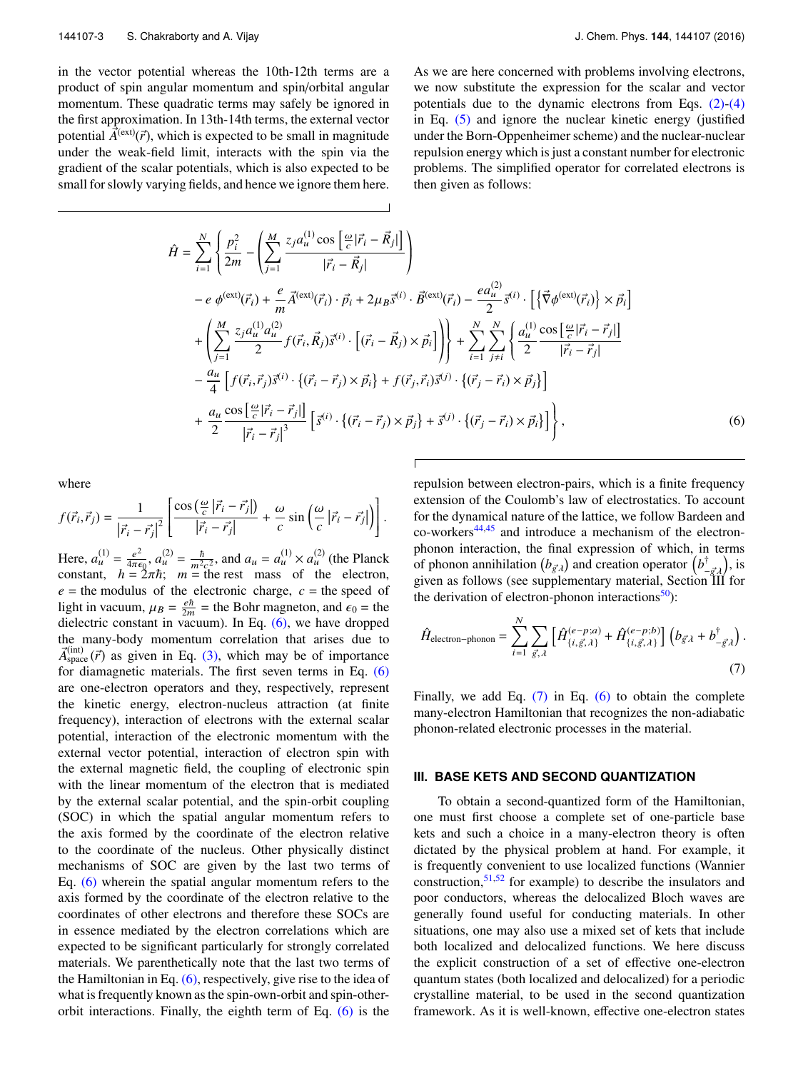in the vector potential whereas the 10th-12th terms are a product of spin angular momentum and spin/orbital angular momentum. These quadratic terms may safely be ignored in the first approximation. In 13th-14th terms, the external vector potential $\vec{A}^{(\mathrm{ext})}(\vec{r})$, which is expected to be small in magnitude under the weak-field limit, interacts with the spin via the gradient of the scalar potentials, which is also expected to be small for slowly varying fields, and hence we ignore them here.

As we are here concerned with problems involving electrons, we now substitute the expression for the scalar and vector potentials due to the dynamic electrons from Eqs. (2)-(4) in Eq. (5) and ignore the nuclear kinetic energy (justified under the Born-Oppenheimer scheme) and the nuclear-nuclear repulsion energy which is just a constant number for electronic problems. The simplified operator for correlated electrons is then given as follows:

$$
\begin{aligned}
\hat{H} = \sum_{i=1}^{N} \Bigg\{ & \frac{p_i^2}{2m} - \left( \sum_{j=1}^{M} \frac{z_j a_u^{(1)} \cos\left[\frac{\omega}{c}|\vec{r}_i - \vec{R}_j|\right]}{|\vec{r}_i - \vec{R}_j|} \right) \\
& - e\,\phi^{(\mathrm{ext})}(\vec{r}_i) + \frac{e}{m}\vec{A}^{(\mathrm{ext})}(\vec{r}_i)\cdot\vec{p}_i + 2\mu_B \vec{s}^{(i)}\cdot\vec{B}^{(\mathrm{ext})}(\vec{r}_i) - \frac{e a_u^{(2)}}{2}\vec{s}^{(i)}\cdot\left[\left\{\vec{\nabla}\phi^{(\mathrm{ext})}(\vec{r}_i)\right\}\times\vec{p}_i\right] \\
& + \left( \sum_{j=1}^{M} \frac{z_j a_u^{(1)} a_u^{(2)}}{2} f(\vec{r}_i,\vec{R}_j)\vec{s}^{(i)}\cdot\left[(\vec{r}_i - \vec{R}_j)\times\vec{p}_i\right] \right) \Bigg\} + \sum_{i=1}^{N}\sum_{j\neq i}^{N} \Bigg\{ \frac{a_u^{(1)}}{2} \frac{\cos\left[\frac{\omega}{c}|\vec{r}_i - \vec{r}_j|\right]}{|\vec{r}_i - \vec{r}_j|} \\
& - \frac{a_u}{4}\left[ f(\vec{r}_i,\vec{r}_j)\vec{s}^{(i)}\cdot\{(\vec{r}_i - \vec{r}_j)\times\vec{p}_i\} + f(\vec{r}_j,\vec{r}_i)\vec{s}^{(j)}\cdot\{(\vec{r}_j - \vec{r}_i)\times\vec{p}_j\} \right] \\
& + \frac{a_u}{2} \frac{\cos\left[\frac{\omega}{c}|\vec{r}_i - \vec{r}_j|\right]}{|\vec{r}_i - \vec{r}_j|^3}\left[ \vec{s}^{(i)}\cdot\{(\vec{r}_i - \vec{r}_j)\times\vec{p}_j\} + \vec{s}^{(j)}\cdot\{(\vec{r}_j - \vec{r}_i)\times\vec{p}_i\} \right] \Bigg\},
\end{aligned}
\tag{6}
$$

where

$$
f(\vec{r}_i,\vec{r}_j) = \frac{1}{|\vec{r}_i - \vec{r}_j|^2}\left[ \frac{\cos\left(\frac{\omega}{c}|\vec{r}_i - \vec{r}_j|\right)}{|\vec{r}_i - \vec{r}_j|} + \frac{\omega}{c}\sin\left(\frac{\omega}{c}|\vec{r}_i - \vec{r}_j|\right) \right].
$$

Here, $a_u^{(1)} = \frac{e^2}{4\pi\epsilon_0}$, $a_u^{(2)} = \frac{\hbar}{m^2c^2}$, and $a_u = a_u^{(1)} \times a_u^{(2)}$ (the Planck constant, $h = 2\pi\hbar$; $m$ = the rest mass of the electron, $e$ = the modulus of the electronic charge, $c$ = the speed of light in vacuum, $\mu_B = \frac{e\hbar}{2m}$ = the Bohr magneton, and $\epsilon_0$ = the dielectric constant in vacuum). In Eq. (6), we have dropped the many-body momentum correlation that arises due to $\vec{A}^{(\mathrm{int})}_{\mathrm{space}}(\vec{r})$ as given in Eq. (3), which may be of importance for diamagnetic materials. The first seven terms in Eq. (6) are one-electron operators and they, respectively, represent the kinetic energy, electron-nucleus attraction (at finite frequency), interaction of electrons with the external scalar potential, interaction of the electronic momentum with the external vector potential, interaction of electron spin with the external magnetic field, the coupling of electronic spin with the linear momentum of the electron that is mediated by the external scalar potential, and the spin-orbit coupling (SOC) in which the spatial angular momentum refers to the axis formed by the coordinate of the electron relative to the coordinate of the nucleus. Other physically distinct mechanisms of SOC are given by the last two terms of Eq. (6) wherein the spatial angular momentum refers to the axis formed by the coordinate of the electron relative to the coordinates of other electrons and therefore these SOCs are in essence mediated by the electron correlations which are expected to be significant particularly for strongly correlated materials. We parenthetically note that the last two terms of the Hamiltonian in Eq. (6), respectively, give rise to the idea of what is frequently known as the spin-own-orbit and spin-other-orbit interactions. Finally, the eighth term of Eq. (6) is the repulsion between electron-pairs, which is a finite frequency extension of the Coulomb's law of electrostatics. To account for the dynamical nature of the lattice, we follow Bardeen and co-workers[44,45] and introduce a mechanism of the electron-phonon interaction, the final expression of which, in terms of phonon annihilation $(b_{\vec{g}\lambda})$ and creation operator $\left(b^{\dagger}_{-\vec{g}\lambda}\right)$, is given as follows (see supplementary material, Section III for the derivation of electron-phonon interactions[50]):

$$
\hat{H}_{\mathrm{electron-phonon}} = \sum_{i=1}^{N}\sum_{\vec{g},\lambda}\left[\hat{H}^{(e-p;a)}_{\{i,\vec{g},\lambda\}} + \hat{H}^{(e-p;b)}_{\{i,\vec{g},\lambda\}}\right]\left(b_{\vec{g}\lambda} + b^{\dagger}_{-\vec{g}\lambda}\right).
\tag{7}
$$

Finally, we add Eq. (7) in Eq. (6) to obtain the complete many-electron Hamiltonian that recognizes the non-adiabatic phonon-related electronic processes in the material.

## III. BASE KETS AND SECOND QUANTIZATION

To obtain a second-quantized form of the Hamiltonian, one must first choose a complete set of one-particle base kets and such a choice in a many-electron theory is often dictated by the physical problem at hand. For example, it is frequently convenient to use localized functions (Wannier construction,[51,52] for example) to describe the insulators and poor conductors, whereas the delocalized Bloch waves are generally found useful for conducting materials. In other situations, one may also use a mixed set of kets that include both localized and delocalized functions. We here discuss the explicit construction of a set of effective one-electron quantum states (both localized and delocalized) for a periodic crystalline material, to be used in the second quantization framework. As it is well-known, effective one-electron states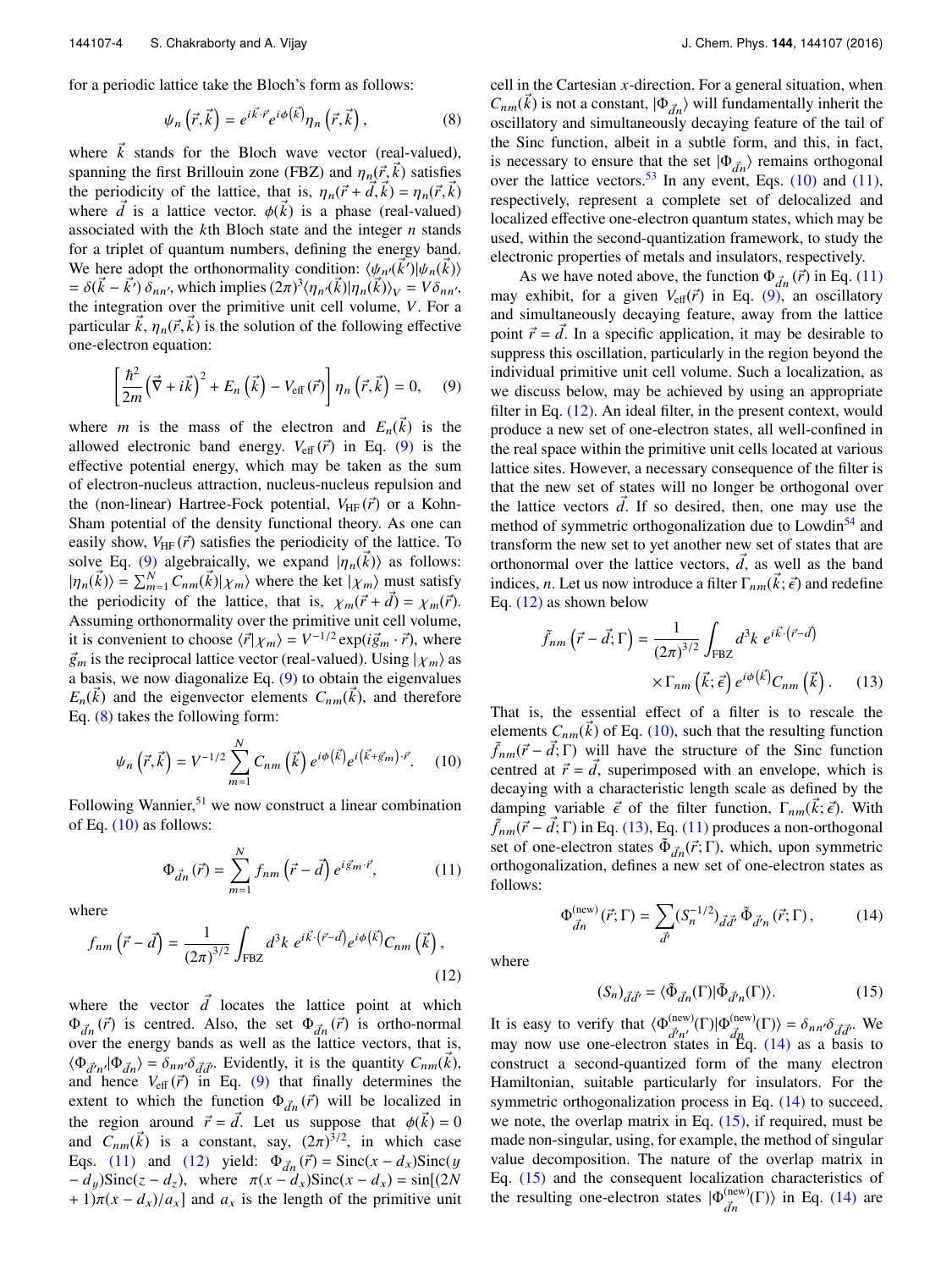for a periodic lattice take the Bloch's form as follows:

$$\psi_n\left(\vec{r},\vec{k}\right) = e^{i\vec{k}\cdot\vec{r}} e^{i\phi\left(\vec{k}\right)} \eta_n\left(\vec{r},\vec{k}\right), \tag{8}$$

where $\vec{k}$ stands for the Bloch wave vector (real-valued), spanning the first Brillouin zone (FBZ) and $\eta_n(\vec{r},\vec{k})$ satisfies the periodicity of the lattice, that is, $\eta_n(\vec{r}+\vec{d},\vec{k}) = \eta_n(\vec{r},\vec{k})$ where $\vec{d}$ is a lattice vector. $\phi(\vec{k})$ is a phase (real-valued) associated with the $k$th Bloch state and the integer $n$ stands for a triplet of quantum numbers, defining the energy band. We here adopt the orthonormality condition: $\langle\psi_{n'}(\vec{k}')|\psi_n(\vec{k})\rangle = \delta(\vec{k}-\vec{k}')\,\delta_{nn'}$, which implies $(2\pi)^3\langle\eta_{n'}(\vec{k})|\eta_n(\vec{k})\rangle_V = V\delta_{nn'}$, the integration over the primitive unit cell volume, $V$. For a particular $\vec{k}$, $\eta_n(\vec{r},\vec{k})$ is the solution of the following effective one-electron equation:

$$\left[\frac{\hbar^2}{2m}\left(\vec{\nabla}+i\vec{k}\right)^2 + E_n\left(\vec{k}\right) - V_{\text{eff}}\left(\vec{r}\right)\right]\eta_n\left(\vec{r},\vec{k}\right) = 0, \tag{9}$$

where $m$ is the mass of the electron and $E_n(\vec{k})$ is the allowed electronic band energy. $V_{\text{eff}}(\vec{r})$ in Eq. (9) is the effective potential energy, which may be taken as the sum of electron-nucleus attraction, nucleus-nucleus repulsion and the (non-linear) Hartree-Fock potential, $V_{\text{HF}}(\vec{r})$ or a Kohn-Sham potential of the density functional theory. As one can easily show, $V_{\text{HF}}(\vec{r})$ satisfies the periodicity of the lattice. To solve Eq. (9) algebraically, we expand $|\eta_n(\vec{k})\rangle$ as follows: $|\eta_n(\vec{k})\rangle = \sum_{m=1}^{N} C_{nm}(\vec{k})|\chi_m\rangle$ where the ket $|\chi_m\rangle$ must satisfy the periodicity of the lattice, that is, $\chi_m(\vec{r}+\vec{d}) = \chi_m(\vec{r})$. Assuming orthonormality over the primitive unit cell volume, it is convenient to choose $\langle\vec{r}|\chi_m\rangle = V^{-1/2}\exp(i\vec{g}_m\cdot\vec{r})$, where $\vec{g}_m$ is the reciprocal lattice vector (real-valued). Using $|\chi_m\rangle$ as a basis, we now diagonalize Eq. (9) to obtain the eigenvalues $E_n(\vec{k})$ and the eigenvector elements $C_{nm}(\vec{k})$, and therefore Eq. (8) takes the following form:

$$\psi_n\left(\vec{r},\vec{k}\right) = V^{-1/2}\sum_{m=1}^{N} C_{nm}\left(\vec{k}\right) e^{i\phi\left(\vec{k}\right)} e^{i\left(\vec{k}+\vec{g}_m\right)\cdot\vec{r}}. \tag{10}$$

Following Wannier,[51] we now construct a linear combination of Eq. (10) as follows:

$$\Phi_{\vec{d}n}\left(\vec{r}\right) = \sum_{m=1}^{N} f_{nm}\left(\vec{r}-\vec{d}\right) e^{i\vec{g}_m\cdot\vec{r}}, \tag{11}$$

where

$$f_{nm}\left(\vec{r}-\vec{d}\right) = \frac{1}{(2\pi)^{3/2}}\int_{\text{FBZ}} d^3k\; e^{i\vec{k}\cdot\left(\vec{r}-\vec{d}\right)} e^{i\phi\left(\vec{k}\right)} C_{nm}\left(\vec{k}\right), \tag{12}$$

where the vector $\vec{d}$ locates the lattice point at which $\Phi_{\vec{d}n}(\vec{r})$ is centred. Also, the set $\Phi_{\vec{d}n}(\vec{r})$ is ortho-normal over the energy bands as well as the lattice vectors, that is, $\langle\Phi_{\vec{d}'n'}|\Phi_{\vec{d}n}\rangle = \delta_{nn'}\delta_{\vec{d}\vec{d}'}$. Evidently, it is the quantity $C_{nm}(\vec{k})$, and hence $V_{\text{eff}}(\vec{r})$ in Eq. (9) that finally determines the extent to which the function $\Phi_{\vec{d}n}(\vec{r})$ will be localized in the region around $\vec{r} = \vec{d}$. Let us suppose that $\phi(\vec{k}) = 0$ and $C_{nm}(\vec{k})$ is a constant, say, $(2\pi)^{3/2}$, in which case Eqs. (11) and (12) yield: $\Phi_{\vec{d}n}(\vec{r}) = \text{Sinc}(x-d_x)\text{Sinc}(y-d_y)\text{Sinc}(z-d_z)$, where $\pi(x-d_x)\text{Sinc}(x-d_x) = \sin[(2N+1)\pi(x-d_x)/a_x]$ and $a_x$ is the length of the primitive unit cell in the Cartesian $x$-direction. For a general situation, when $C_{nm}(\vec{k})$ is not a constant, $|\Phi_{\vec{d}n}\rangle$ will fundamentally inherit the oscillatory and simultaneously decaying feature of the tail of the Sinc function, albeit in a subtle form, and this, in fact, is necessary to ensure that the set $|\Phi_{\vec{d}n}\rangle$ remains orthogonal over the lattice vectors.[53] In any event, Eqs. (10) and (11), respectively, represent a complete set of delocalized and localized effective one-electron quantum states, which may be used, within the second-quantization framework, to study the electronic properties of metals and insulators, respectively.

As we have noted above, the function $\Phi_{\vec{d}n}(\vec{r})$ in Eq. (11) may exhibit, for a given $V_{\text{eff}}(\vec{r})$ in Eq. (9), an oscillatory and simultaneously decaying feature, away from the lattice point $\vec{r} = \vec{d}$. In a specific application, it may be desirable to suppress this oscillation, particularly in the region beyond the individual primitive unit cell volume. Such a localization, as we discuss below, may be achieved by using an appropriate filter in Eq. (12). An ideal filter, in the present context, would produce a new set of one-electron states, all well-confined in the real space within the primitive unit cells located at various lattice sites. However, a necessary consequence of the filter is that the new set of states will no longer be orthogonal over the lattice vectors $\vec{d}$. If so desired, then, one may use the method of symmetric orthogonalization due to Lowdin[54] and transform the new set to yet another new set of states that are orthonormal over the lattice vectors, $\vec{d}$, as well as the band indices, $n$. Let us now introduce a filter $\Gamma_{nm}(\vec{k};\vec{\epsilon})$ and redefine Eq. (12) as shown below

$$\tilde{f}_{nm}\left(\vec{r}-\vec{d};\Gamma\right) = \frac{1}{(2\pi)^{3/2}}\int_{\text{FBZ}} d^3k\; e^{i\vec{k}\cdot\left(\vec{r}-\vec{d}\right)} \times\Gamma_{nm}\left(\vec{k};\vec{\epsilon}\right) e^{i\phi\left(\vec{k}\right)} C_{nm}\left(\vec{k}\right). \tag{13}$$

That is, the essential effect of a filter is to rescale the elements $C_{nm}(\vec{k})$ of Eq. (10), such that the resulting function $\tilde{f}_{nm}(\vec{r}-\vec{d};\Gamma)$ will have the structure of the Sinc function centred at $\vec{r} = \vec{d}$, superimposed with an envelope, which is decaying with a characteristic length scale as defined by the damping variable $\vec{\epsilon}$ of the filter function, $\Gamma_{nm}(\vec{k};\vec{\epsilon})$. With $\tilde{f}_{nm}(\vec{r}-\vec{d};\Gamma)$ in Eq. (13), Eq. (11) produces a non-orthogonal set of one-electron states $\tilde{\Phi}_{\vec{d}n}(\vec{r};\Gamma)$, which, upon symmetric orthogonalization, defines a new set of one-electron states as follows:

$$\Phi^{(\text{new})}_{\vec{d}n}\left(\vec{r};\Gamma\right) = \sum_{\vec{d}'}\left(S_n^{-1/2}\right)_{\vec{d}\vec{d}'}\tilde{\Phi}_{\vec{d}'n}\left(\vec{r};\Gamma\right), \tag{14}$$

where

$$\left(S_n\right)_{\vec{d}\vec{d}'} = \langle\tilde{\Phi}_{\vec{d}n}(\Gamma)|\tilde{\Phi}_{\vec{d}'n}(\Gamma)\rangle. \tag{15}$$

It is easy to verify that $\langle\Phi^{(\text{new})}_{\vec{d}'n'}(\Gamma)|\Phi^{(\text{new})}_{\vec{d}n}(\Gamma)\rangle = \delta_{nn'}\delta_{\vec{d}\vec{d}'}$. We may now use one-electron states in Eq. (14) as a basis to construct a second-quantized form of the many electron Hamiltonian, suitable particularly for insulators. For the symmetric orthogonalization process in Eq. (14) to succeed, we note, the overlap matrix in Eq. (15), if required, must be made non-singular, using, for example, the method of singular value decomposition. The nature of the overlap matrix in Eq. (15) and the consequent localization characteristics of the resulting one-electron states $|\Phi^{(\text{new})}_{\vec{d}n}(\Gamma)\rangle$ in Eq. (14) are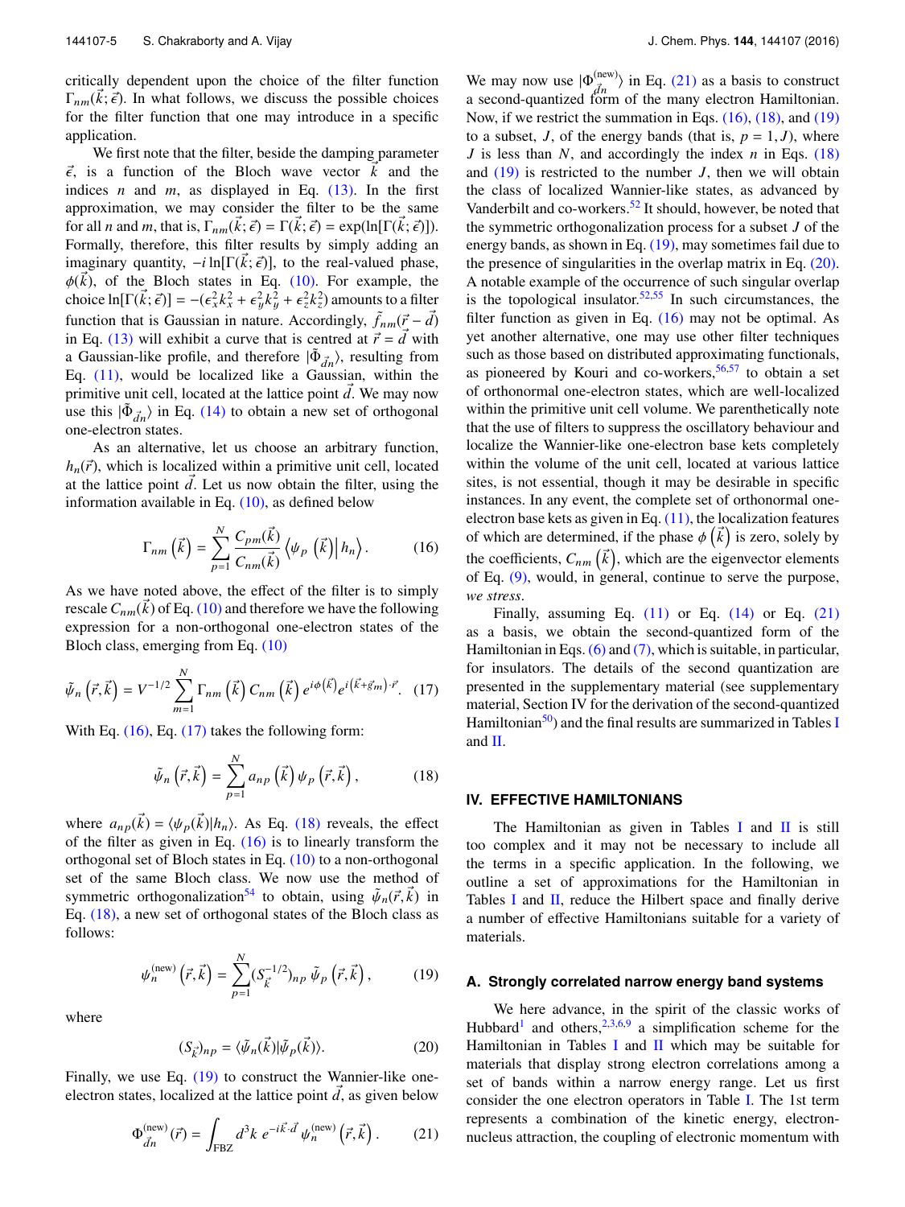critically dependent upon the choice of the filter function $\Gamma_{nm}(\vec{k};\vec{\epsilon})$. In what follows, we discuss the possible choices for the filter function that one may introduce in a specific application.

We first note that the filter, beside the damping parameter $\vec{\epsilon}$, is a function of the Bloch wave vector $\vec{k}$ and the indices $n$ and $m$, as displayed in Eq. (13). In the first approximation, we may consider the filter to be the same for all $n$ and $m$, that is, $\Gamma_{nm}(\vec{k};\vec{\epsilon}) = \Gamma(\vec{k};\vec{\epsilon}) = \exp(\ln[\Gamma(\vec{k};\vec{\epsilon})])$. Formally, therefore, this filter results by simply adding an imaginary quantity, $-i\ln[\Gamma(\vec{k};\vec{\epsilon})]$, to the real-valued phase, $\phi(\vec{k})$, of the Bloch states in Eq. (10). For example, the choice $\ln[\Gamma(\vec{k};\vec{\epsilon})] = -(\epsilon_x^2 k_x^2 + \epsilon_y^2 k_y^2 + \epsilon_z^2 k_z^2)$ amounts to a filter function that is Gaussian in nature. Accordingly, $\tilde{f}_{nm}(\vec{r}-\vec{d})$ in Eq. (13) will exhibit a curve that is centred at $\vec{r}=\vec{d}$ with a Gaussian-like profile, and therefore $|\tilde{\Phi}_{\vec{d}n}\rangle$, resulting from Eq. (11), would be localized like a Gaussian, within the primitive unit cell, located at the lattice point $\vec{d}$. We may now use this $|\tilde{\Phi}_{\vec{d}n}\rangle$ in Eq. (14) to obtain a new set of orthogonal one-electron states.

As an alternative, let us choose an arbitrary function, $h_n(\vec{r})$, which is localized within a primitive unit cell, located at the lattice point $\vec{d}$. Let us now obtain the filter, using the information available in Eq. (10), as defined below

$$\Gamma_{nm}\left(\vec{k}\right) = \sum_{p=1}^{N} \frac{C_{pm}(\vec{k})}{C_{nm}(\vec{k})} \left\langle \psi_p\left(\vec{k}\right)\middle| h_n\right\rangle. \tag{16}$$

As we have noted above, the effect of the filter is to simply rescale $C_{nm}(\vec{k})$ of Eq. (10) and therefore we have the following expression for a non-orthogonal one-electron states of the Bloch class, emerging from Eq. (10)

$$\tilde{\psi}_n\left(\vec{r},\vec{k}\right) = V^{-1/2}\sum_{m=1}^{N}\Gamma_{nm}\left(\vec{k}\right)C_{nm}\left(\vec{k}\right)e^{i\phi\left(\vec{k}\right)}e^{i\left(\vec{k}+\vec{g}_m\right)\cdot\vec{r}}. \tag{17}$$

With Eq. (16), Eq. (17) takes the following form:

$$\tilde{\psi}_n\left(\vec{r},\vec{k}\right) = \sum_{p=1}^{N} a_{np}\left(\vec{k}\right)\psi_p\left(\vec{r},\vec{k}\right), \tag{18}$$

where $a_{np}(\vec{k}) = \langle\psi_p(\vec{k})|h_n\rangle$. As Eq. (18) reveals, the effect of the filter as given in Eq. (16) is to linearly transform the orthogonal set of Bloch states in Eq. (10) to a non-orthogonal set of the same Bloch class. We now use the method of symmetric orthogonalization[54] to obtain, using $\tilde{\psi}_n(\vec{r},\vec{k})$ in Eq. (18), a new set of orthogonal states of the Bloch class as follows:

$$\psi_n^{(\text{new})}\left(\vec{r},\vec{k}\right) = \sum_{p=1}^{N}(S_{\vec{k}}^{-1/2})_{np}\,\tilde{\psi}_p\left(\vec{r},\vec{k}\right), \tag{19}$$

where

$$(S_{\vec{k}})_{np} = \langle\tilde{\psi}_n(\vec{k})|\tilde{\psi}_p(\vec{k})\rangle. \tag{20}$$

Finally, we use Eq. (19) to construct the Wannier-like one-electron states, localized at the lattice point $\vec{d}$, as given below

$$\Phi_{\vec{d}n}^{(\text{new})}(\vec{r}) = \int_{\text{FBZ}} d^3k\; e^{-i\vec{k}\cdot\vec{d}}\,\psi_n^{(\text{new})}\left(\vec{r},\vec{k}\right). \tag{21}$$

We may now use $|\Phi_{\vec{d}n}^{(\text{new})}\rangle$ in Eq. (21) as a basis to construct a second-quantized form of the many electron Hamiltonian. Now, if we restrict the summation in Eqs. (16), (18), and (19) to a subset, $J$, of the energy bands (that is, $p = 1, J$), where $J$ is less than $N$, and accordingly the index $n$ in Eqs. (18) and (19) is restricted to the number $J$, then we will obtain the class of localized Wannier-like states, as advanced by Vanderbilt and co-workers.[52] It should, however, be noted that the symmetric orthogonalization process for a subset $J$ of the energy bands, as shown in Eq. (19), may sometimes fail due to the presence of singularities in the overlap matrix in Eq. (20). A notable example of the occurrence of such singular overlap is the topological insulator.[52,55] In such circumstances, the filter function as given in Eq. (16) may not be optimal. As yet another alternative, one may use other filter techniques such as those based on distributed approximating functionals, as pioneered by Kouri and co-workers,[56,57] to obtain a set of orthonormal one-electron states, which are well-localized within the primitive unit cell volume. We parenthetically note that the use of filters to suppress the oscillatory behaviour and localize the Wannier-like one-electron base kets completely within the volume of the unit cell, located at various lattice sites, is not essential, though it may be desirable in specific instances. In any event, the complete set of orthonormal one-electron base kets as given in Eq. (11), the localization features of which are determined, if the phase $\phi\left(\vec{k}\right)$ is zero, solely by the coefficients, $C_{nm}\left(\vec{k}\right)$, which are the eigenvector elements of Eq. (9), would, in general, continue to serve the purpose, *we stress*.

Finally, assuming Eq. (11) or Eq. (14) or Eq. (21) as a basis, we obtain the second-quantized form of the Hamiltonian in Eqs. (6) and (7), which is suitable, in particular, for insulators. The details of the second quantization are presented in the supplementary material (see supplementary material, Section IV for the derivation of the second-quantized Hamiltonian[50]) and the final results are summarized in Tables I and II.

## IV. EFFECTIVE HAMILTONIANS

The Hamiltonian as given in Tables I and II is still too complex and it may not be necessary to include all the terms in a specific application. In the following, we outline a set of approximations for the Hamiltonian in Tables I and II, reduce the Hilbert space and finally derive a number of effective Hamiltonians suitable for a variety of materials.

### A. Strongly correlated narrow energy band systems

We here advance, in the spirit of the classic works of Hubbard[1] and others,[2,3,6,9] a simplification scheme for the Hamiltonian in Tables I and II which may be suitable for materials that display strong electron correlations among a set of bands within a narrow energy range. Let us first consider the one electron operators in Table I. The 1st term represents a combination of the kinetic energy, electron-nucleus attraction, the coupling of electronic momentum with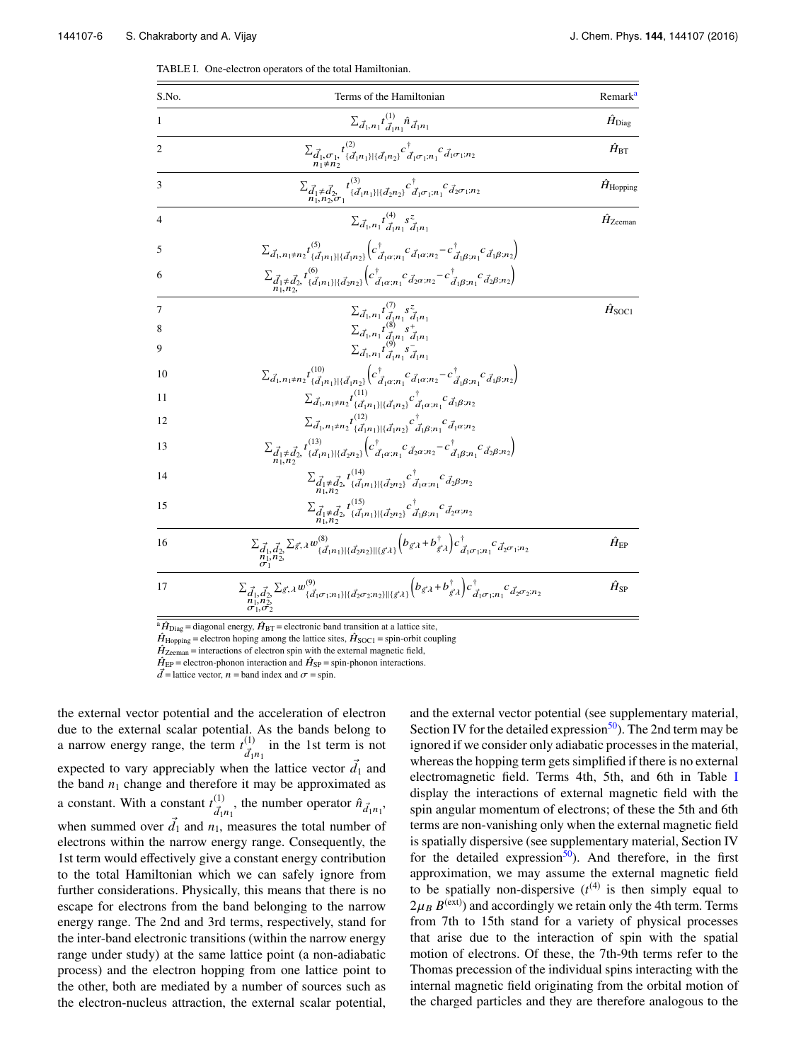TABLE I. One-electron operators of the total Hamiltonian.

| S.No. | Terms of the Hamiltonian | Remark[a] |
|---|---|---|
| 1 | $\sum_{\vec{d}_1,n_1} t^{(1)}_{\vec{d}_1 n_1} \hat{n}_{\vec{d}_1 n_1}$ | $\hat{H}_{\text{Diag}}$ |
| 2 | $\sum_{\vec{d}_1,\sigma_1,\ n_1\neq n_2} t^{(2)}_{\{\vec{d}_1 n_1\}\|\{\vec{d}_1 n_2\}} c^{\dagger}_{\vec{d}_1\sigma_1;n_1} c_{\vec{d}_1\sigma_1;n_2}$ | $\hat{H}_{\text{BT}}$ |
| 3 | $\sum_{\vec{d}_1\neq\vec{d}_2,\ n_1,n_2,\sigma_1} t^{(3)}_{\{\vec{d}_1 n_1\}\|\{\vec{d}_2 n_2\}} c^{\dagger}_{\vec{d}_1\sigma_1;n_1} c_{\vec{d}_2\sigma_1;n_2}$ | $\hat{H}_{\text{Hopping}}$ |
| 4 | $\sum_{\vec{d}_1,n_1} t^{(4)}_{\vec{d}_1 n_1} s^{z}_{\vec{d}_1 n_1}$ | $\hat{H}_{\text{Zeeman}}$ |
| 5 | $\sum_{\vec{d}_1,n_1\neq n_2} t^{(5)}_{\{\vec{d}_1 n_1\}\|\{\vec{d}_1 n_2\}} \left(c^{\dagger}_{\vec{d}_1\alpha;n_1} c_{\vec{d}_1\alpha;n_2} - c^{\dagger}_{\vec{d}_1\beta;n_1} c_{\vec{d}_1\beta;n_2}\right)$ | |
| 6 | $\sum_{\vec{d}_1\neq\vec{d}_2,\ n_1,n_2,} t^{(6)}_{\{\vec{d}_1 n_1\}\|\{\vec{d}_2 n_2\}} \left(c^{\dagger}_{\vec{d}_1\alpha;n_1} c_{\vec{d}_2\alpha;n_2} - c^{\dagger}_{\vec{d}_1\beta;n_1} c_{\vec{d}_2\beta;n_2}\right)$ | |
| 7 | $\sum_{\vec{d}_1,n_1} t^{(7)}_{\vec{d}_1 n_1} s^{z}_{\vec{d}_1 n_1}$ | $\hat{H}_{\text{SOC1}}$ |
| 8 | $\sum_{\vec{d}_1,n_1} t^{(8)}_{\vec{d}_1 n_1} s^{+}_{\vec{d}_1 n_1}$ | |
| 9 | $\sum_{\vec{d}_1,n_1} t^{(9)}_{\vec{d}_1 n_1} s^{-}_{\vec{d}_1 n_1}$ | |
| 10 | $\sum_{\vec{d}_1,n_1\neq n_2} t^{(10)}_{\{\vec{d}_1 n_1\}\|\{\vec{d}_1 n_2\}} \left(c^{\dagger}_{\vec{d}_1\alpha;n_1} c_{\vec{d}_1\alpha;n_2} - c^{\dagger}_{\vec{d}_1\beta;n_1} c_{\vec{d}_1\beta;n_2}\right)$ | |
| 11 | $\sum_{\vec{d}_1,n_1\neq n_2} t^{(11)}_{\{\vec{d}_1 n_1\}\|\{\vec{d}_1 n_2\}} c^{\dagger}_{\vec{d}_1\alpha;n_1} c_{\vec{d}_1\beta;n_2}$ | |
| 12 | $\sum_{\vec{d}_1,n_1\neq n_2} t^{(12)}_{\{\vec{d}_1 n_1\}\|\{\vec{d}_1 n_2\}} c^{\dagger}_{\vec{d}_1\beta;n_1} c_{\vec{d}_1\alpha;n_2}$ | |
| 13 | $\sum_{\vec{d}_1\neq\vec{d}_2,\ n_1,n_2} t^{(13)}_{\{\vec{d}_1 n_1\}\|\{\vec{d}_2 n_2\}} \left(c^{\dagger}_{\vec{d}_1\alpha;n_1} c_{\vec{d}_2\alpha;n_2} - c^{\dagger}_{\vec{d}_1\beta;n_1} c_{\vec{d}_2\beta;n_2}\right)$ | |
| 14 | $\sum_{\vec{d}_1\neq\vec{d}_2,\ n_1,n_2} t^{(14)}_{\{\vec{d}_1 n_1\}\|\{\vec{d}_2 n_2\}} c^{\dagger}_{\vec{d}_1\alpha;n_1} c_{\vec{d}_2\beta;n_2}$ | |
| 15 | $\sum_{\vec{d}_1\neq\vec{d}_2,\ n_1,n_2} t^{(15)}_{\{\vec{d}_1 n_1\}\|\{\vec{d}_2 n_2\}} c^{\dagger}_{\vec{d}_1\beta;n_1} c_{\vec{d}_2\alpha;n_2}$ | |
| 16 | $\sum_{\vec{d}_1,\vec{d}_2,\ n_1,n_2,\ \sigma_1} \sum_{\vec{g},\lambda} w^{(8)}_{\{\vec{d}_1 n_1\}\|\{\vec{d}_2 n_2\}\|\{\vec{g}\lambda\}} \left(b_{\vec{g}\lambda} + b^{\dagger}_{\vec{g}\lambda}\right) c^{\dagger}_{\vec{d}_1\sigma_1;n_1} c_{\vec{d}_2\sigma_1;n_2}$ | $\hat{H}_{\text{EP}}$ |
| 17 | $\sum_{\vec{d}_1,\vec{d}_2,\ n_1,n_2,\ \sigma_1,\sigma_2} \sum_{\vec{g},\lambda} w^{(9)}_{\{\vec{d}_1\sigma_1;n_1\}\|\{\vec{d}_2\sigma_2;n_2\}\|\{\vec{g}\lambda\}} \left(b_{\vec{g}\lambda} + b^{\dagger}_{\vec{g}\lambda}\right) c^{\dagger}_{\vec{d}_1\sigma_1;n_1} c_{\vec{d}_2\sigma_2;n_2}$ | $\hat{H}_{\text{SP}}$ |

[a] $\hat{H}_{\text{Diag}}$ = diagonal energy, $\hat{H}_{\text{BT}}$ = electronic band transition at a lattice site, $\hat{H}_{\text{Hopping}}$ = electron hoping among the lattice sites, $\hat{H}_{\text{SOC1}}$ = spin-orbit coupling $\hat{H}_{\text{Zeeman}}$ = interactions of electron spin with the external magnetic field, $\hat{H}_{\text{EP}}$ = electron-phonon interaction and $\hat{H}_{\text{SP}}$ = spin-phonon interactions. $\vec{d}$ = lattice vector, $n$ = band index and $\sigma$ = spin.

the external vector potential and the acceleration of electron due to the external scalar potential. As the bands belong to a narrow energy range, the term $t^{(1)}_{\vec{d}_1 n_1}$ in the 1st term is not expected to vary appreciably when the lattice vector $\vec{d}_1$ and the band $n_1$ change and therefore it may be approximated as a constant. With a constant $t^{(1)}_{\vec{d}_1 n_1}$, the number operator $\hat{n}_{\vec{d}_1 n_1}$, when summed over $\vec{d}_1$ and $n_1$, measures the total number of electrons within the narrow energy range. Consequently, the 1st term would effectively give a constant energy contribution to the total Hamiltonian which we can safely ignore from further considerations. Physically, this means that there is no escape for electrons from the band belonging to the narrow energy range. The 2nd and 3rd terms, respectively, stand for the inter-band electronic transitions (within the narrow energy range under study) at the same lattice point (a non-adiabatic process) and the electron hopping from one lattice point to the other, both are mediated by a number of sources such as the electron-nucleus attraction, the external scalar potential, and the external vector potential (see supplementary material, Section IV for the detailed expression[50]). The 2nd term may be ignored if we consider only adiabatic processes in the material, whereas the hopping term gets simplified if there is no external electromagnetic field. Terms 4th, 5th, and 6th in Table I display the interactions of external magnetic field with the spin angular momentum of electrons; of these the 5th and 6th terms are non-vanishing only when the external magnetic field is spatially dispersive (see supplementary material, Section IV for the detailed expression[50]). And therefore, in the first approximation, we may assume the external magnetic field to be spatially non-dispersive ($t^{(4)}$ is then simply equal to $2\mu_B B^{(\text{ext})}$) and accordingly we retain only the 4th term. Terms from 7th to 15th stand for a variety of physical processes that arise due to the interaction of spin with the spatial motion of electrons. Of these, the 7th-9th terms refer to the Thomas precession of the individual spins interacting with the internal magnetic field originating from the orbital motion of the charged particles and they are therefore analogous to the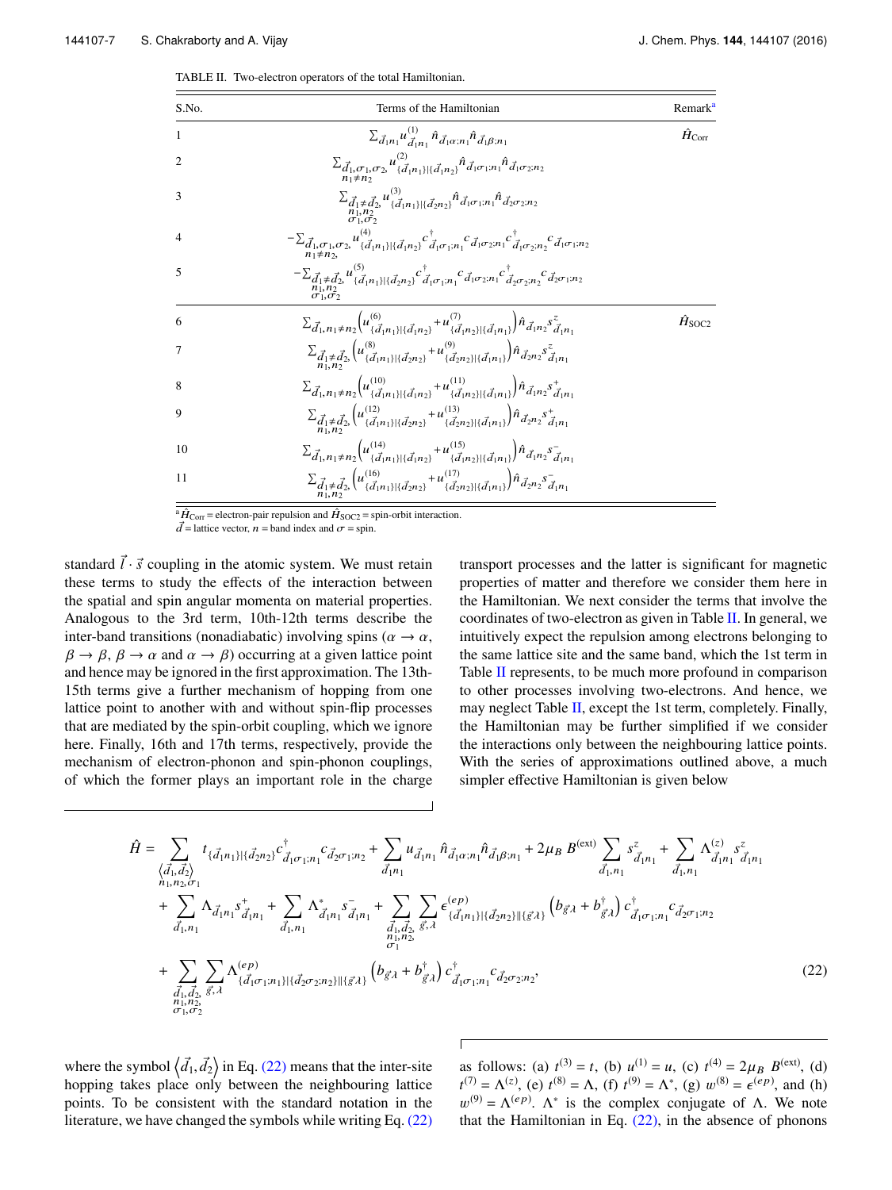TABLE II. Two-electron operators of the total Hamiltonian.

| S.No. | Terms of the Hamiltonian | Remark[a] |
|---|---|---|
| 1 | $\sum_{\vec{d}_1 n_1} u^{(1)}_{\vec{d}_1 n_1} \hat{n}_{\vec{d}_1\alpha;n_1}\hat{n}_{\vec{d}_1\beta;n_1}$ | $\hat{H}_{\rm Corr}$ |
| 2 | $\sum_{\substack{\vec{d}_1,\sigma_1,\sigma_2,\\ n_1\neq n_2}} u^{(2)}_{\{\vec{d}_1 n_1\}\|\{\vec{d}_1 n_2\}} \hat{n}_{\vec{d}_1\sigma_1;n_1}\hat{n}_{\vec{d}_1\sigma_2;n_2}$ | |
| 3 | $\sum_{\substack{\vec{d}_1\neq\vec{d}_2,\\ n_1,n_2\\ \sigma_1,\sigma_2}} u^{(3)}_{\{\vec{d}_1 n_1\}\|\{\vec{d}_2 n_2\}} \hat{n}_{\vec{d}_1\sigma_1;n_1}\hat{n}_{\vec{d}_2\sigma_2;n_2}$ | |
| 4 | $-\sum_{\substack{\vec{d}_1,\sigma_1,\sigma_2,\\ n_1\neq n_2,}} u^{(4)}_{\{\vec{d}_1 n_1\}\|\{\vec{d}_1 n_2\}} c^{\dagger}_{\vec{d}_1\sigma_1;n_1} c_{\vec{d}_1\sigma_2;n_1} c^{\dagger}_{\vec{d}_1\sigma_2;n_2} c_{\vec{d}_1\sigma_1;n_2}$ | |
| 5 | $-\sum_{\substack{\vec{d}_1\neq\vec{d}_2,\\ n_1,n_2\\ \sigma_1,\sigma_2}} u^{(5)}_{\{\vec{d}_1 n_1\}\|\{\vec{d}_2 n_2\}} c^{\dagger}_{\vec{d}_1\sigma_1;n_1} c_{\vec{d}_1\sigma_2;n_1} c^{\dagger}_{\vec{d}_2\sigma_2;n_2} c_{\vec{d}_2\sigma_1;n_2}$ | |
| 6 | $\sum_{\vec{d}_1,n_1\neq n_2}\left(u^{(6)}_{\{\vec{d}_1 n_1\}\|\{\vec{d}_1 n_2\}}+u^{(7)}_{\{\vec{d}_1 n_2\}\|\{\vec{d}_1 n_1\}}\right)\hat{n}_{\vec{d}_1 n_2} s^z_{\vec{d}_1 n_1}$ | $\hat{H}_{\rm SOC2}$ |
| 7 | $\sum_{\substack{\vec{d}_1\neq\vec{d}_2,\\ n_1,n_2}}\left(u^{(8)}_{\{\vec{d}_1 n_1\}\|\{\vec{d}_2 n_2\}}+u^{(9)}_{\{\vec{d}_2 n_2\}\|\{\vec{d}_1 n_1\}}\right)\hat{n}_{\vec{d}_2 n_2} s^z_{\vec{d}_1 n_1}$ | |
| 8 | $\sum_{\vec{d}_1,n_1\neq n_2}\left(u^{(10)}_{\{\vec{d}_1 n_1\}\|\{\vec{d}_1 n_2\}}+u^{(11)}_{\{\vec{d}_1 n_2\}\|\{\vec{d}_1 n_1\}}\right)\hat{n}_{\vec{d}_1 n_2} s^+_{\vec{d}_1 n_1}$ | |
| 9 | $\sum_{\substack{\vec{d}_1\neq\vec{d}_2,\\ n_1,n_2}}\left(u^{(12)}_{\{\vec{d}_1 n_1\}\|\{\vec{d}_2 n_2\}}+u^{(13)}_{\{\vec{d}_2 n_2\}\|\{\vec{d}_1 n_1\}}\right)\hat{n}_{\vec{d}_2 n_2} s^+_{\vec{d}_1 n_1}$ | |
| 10 | $\sum_{\vec{d}_1,n_1\neq n_2}\left(u^{(14)}_{\{\vec{d}_1 n_1\}\|\{\vec{d}_1 n_2\}}+u^{(15)}_{\{\vec{d}_1 n_2\}\|\{\vec{d}_1 n_1\}}\right)\hat{n}_{\vec{d}_1 n_2} s^-_{\vec{d}_1 n_1}$ | |
| 11 | $\sum_{\substack{\vec{d}_1\neq\vec{d}_2,\\ n_1,n_2}}\left(u^{(16)}_{\{\vec{d}_1 n_1\}\|\{\vec{d}_2 n_2\}}+u^{(17)}_{\{\vec{d}_2 n_2\}\|\{\vec{d}_1 n_1\}}\right)\hat{n}_{\vec{d}_2 n_2} s^-_{\vec{d}_1 n_1}$ | |

[a] $\hat{H}_{\rm Corr}$ = electron-pair repulsion and $\hat{H}_{\rm SOC2}$ = spin-orbit interaction.
$\vec{d}$ = lattice vector, $n$ = band index and $\sigma$ = spin.

standard $\vec{l}\cdot\vec{s}$ coupling in the atomic system. We must retain these terms to study the effects of the interaction between the spatial and spin angular momenta on material properties. Analogous to the 3rd term, 10th-12th terms describe the inter-band transitions (nonadiabatic) involving spins ($\alpha\to\alpha$, $\beta\to\beta$, $\beta\to\alpha$ and $\alpha\to\beta$) occurring at a given lattice point and hence may be ignored in the first approximation. The 13th-15th terms give a further mechanism of hopping from one lattice point to another with and without spin-flip processes that are mediated by the spin-orbit coupling, which we ignore here. Finally, 16th and 17th terms, respectively, provide the mechanism of electron-phonon and spin-phonon couplings, of which the former plays an important role in the charge transport processes and the latter is significant for magnetic properties of matter and therefore we consider them here in the Hamiltonian. We next consider the terms that involve the coordinates of two-electron as given in Table II. In general, we intuitively expect the repulsion among electrons belonging to the same lattice site and the same band, which the 1st term in Table II represents, to be much more profound in comparison to other processes involving two-electrons. And hence, we may neglect Table II, except the 1st term, completely. Finally, the Hamiltonian may be further simplified if we consider the interactions only between the neighbouring lattice points. With the series of approximations outlined above, a much simpler effective Hamiltonian is given below

$$
\begin{aligned}
\hat{H} = &\sum_{\substack{\langle\vec{d}_1,\vec{d}_2\rangle\\ n_1,n_2,\sigma_1}} t_{\{\vec{d}_1 n_1\}\|\{\vec{d}_2 n_2\}} c^{\dagger}_{\vec{d}_1\sigma_1;n_1} c_{\vec{d}_2\sigma_1;n_2} + \sum_{\vec{d}_1 n_1} u_{\vec{d}_1 n_1}\hat{n}_{\vec{d}_1\alpha;n_1}\hat{n}_{\vec{d}_1\beta;n_1} + 2\mu_B B^{(\rm ext)}\sum_{\vec{d}_1,n_1} s^z_{\vec{d}_1 n_1} + \sum_{\vec{d}_1,n_1}\Lambda^{(z)}_{\vec{d}_1 n_1} s^z_{\vec{d}_1 n_1}\\
&+\sum_{\vec{d}_1,n_1}\Lambda_{\vec{d}_1 n_1} s^+_{\vec{d}_1 n_1} + \sum_{\vec{d}_1,n_1}\Lambda^*_{\vec{d}_1 n_1} s^-_{\vec{d}_1 n_1} + \sum_{\substack{\vec{d}_1,\vec{d}_2,\\ n_1,n_2,\\ \sigma_1}}\sum_{\vec{g},\lambda}\epsilon^{(ep)}_{\{\vec{d}_1 n_1\}\|\{\vec{d}_2 n_2\}\|\{\vec{g}\lambda\}}\left(b_{\vec{g}\lambda}+b^{\dagger}_{\vec{g}\lambda}\right)c^{\dagger}_{\vec{d}_1\sigma_1;n_1} c_{\vec{d}_2\sigma_1;n_2}\\
&+\sum_{\substack{\vec{d}_1,\vec{d}_2,\\ n_1,n_2,\\ \sigma_1,\sigma_2}}\sum_{\vec{g},\lambda}\Lambda^{(ep)}_{\{\vec{d}_1\sigma_1;n_1\}\|\{\vec{d}_2\sigma_2;n_2\}\|\{\vec{g}\lambda\}}\left(b_{\vec{g}\lambda}+b^{\dagger}_{\vec{g}\lambda}\right)c^{\dagger}_{\vec{d}_1\sigma_1;n_1} c_{\vec{d}_2\sigma_2;n_2},
\end{aligned}
\tag{22}
$$

where the symbol $\langle\vec{d}_1,\vec{d}_2\rangle$ in Eq. (22) means that the inter-site hopping takes place only between the neighbouring lattice points. To be consistent with the standard notation in the literature, we have changed the symbols while writing Eq. (22) as follows: (a) $t^{(3)} = t$, (b) $u^{(1)} = u$, (c) $t^{(4)} = 2\mu_B\ B^{(\rm ext)}$, (d) $t^{(7)} = \Lambda^{(z)}$, (e) $t^{(8)} = \Lambda$, (f) $t^{(9)} = \Lambda^*$, (g) $w^{(8)} = \epsilon^{(ep)}$, and (h) $w^{(9)} = \Lambda^{(ep)}$. $\Lambda^*$ is the complex conjugate of $\Lambda$. We note that the Hamiltonian in Eq. (22), in the absence of phonons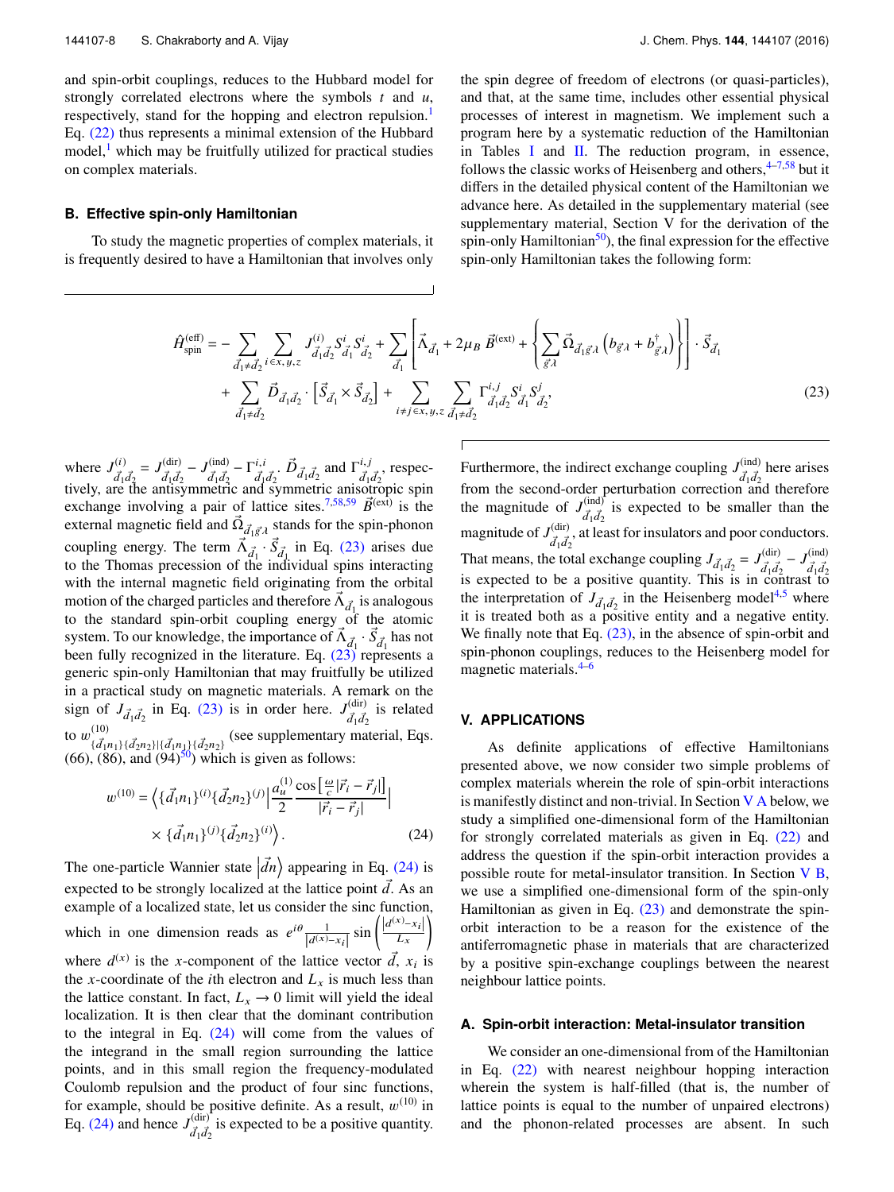and spin-orbit couplings, reduces to the Hubbard model for strongly correlated electrons where the symbols $t$ and $u$, respectively, stand for the hopping and electron repulsion.[1] Eq. (22) thus represents a minimal extension of the Hubbard model,[1] which may be fruitfully utilized for practical studies on complex materials.

### B. Effective spin-only Hamiltonian

To study the magnetic properties of complex materials, it is frequently desired to have a Hamiltonian that involves only the spin degree of freedom of electrons (or quasi-particles), and that, at the same time, includes other essential physical processes of interest in magnetism. We implement such a program here by a systematic reduction of the Hamiltonian in Tables I and II. The reduction program, in essence, follows the classic works of Heisenberg and others,[4–7,58] but it differs in the detailed physical content of the Hamiltonian we advance here. As detailed in the supplementary material (see supplementary material, Section V for the derivation of the spin-only Hamiltonian[50]), the final expression for the effective spin-only Hamiltonian takes the following form:

$$
\begin{aligned}
\hat{H}^{(\text{eff})}_{\text{spin}} = &- \sum_{\vec{d}_1 \neq \vec{d}_2} \sum_{i \in x,y,z} J^{(i)}_{\vec{d}_1\vec{d}_2} S^i_{\vec{d}_1} S^i_{\vec{d}_2} + \sum_{\vec{d}_1} \left[ \vec{\Lambda}_{\vec{d}_1} + 2\mu_B \, \vec{B}^{(\text{ext})} + \left\{ \sum_{\vec{g}\lambda} \vec{\Omega}_{\vec{d}_1\vec{g}\lambda} \left( b_{\vec{g}\lambda} + b^{\dagger}_{\vec{g}\lambda} \right) \right\} \right] \cdot \vec{S}_{\vec{d}_1} \\
&+ \sum_{\vec{d}_1 \neq \vec{d}_2} \vec{D}_{\vec{d}_1\vec{d}_2} \cdot \left[ \vec{S}_{\vec{d}_1} \times \vec{S}_{\vec{d}_2} \right] + \sum_{i \neq j \in x,y,z} \sum_{\vec{d}_1 \neq \vec{d}_2} \Gamma^{i,j}_{\vec{d}_1\vec{d}_2} S^i_{\vec{d}_1} S^j_{\vec{d}_2},
\end{aligned}
\tag{23}
$$

where $J^{(i)}_{\vec{d}_1\vec{d}_2} = J^{(\text{dir})}_{\vec{d}_1\vec{d}_2} - J^{(\text{ind})}_{\vec{d}_1\vec{d}_2} - \Gamma^{i,i}_{\vec{d}_1\vec{d}_2}$. $\vec{D}_{\vec{d}_1\vec{d}_2}$ and $\Gamma^{i,j}_{\vec{d}_1\vec{d}_2}$, respectively, are the antisymmetric and symmetric anisotropic spin exchange involving a pair of lattice sites.[7,58,59] $\vec{B}^{(\text{ext})}$ is the external magnetic field and $\vec{\Omega}_{\vec{d}_1\vec{g}\lambda}$ stands for the spin-phonon coupling energy. The term $\vec{\Lambda}_{\vec{d}_1} \cdot \vec{S}_{\vec{d}_1}$ in Eq. (23) arises due to the Thomas precession of the individual spins interacting with the internal magnetic field originating from the orbital motion of the charged particles and therefore $\vec{\Lambda}_{\vec{d}_1}$ is analogous to the standard spin-orbit coupling energy of the atomic system. To our knowledge, the importance of $\vec{\Lambda}_{\vec{d}_1} \cdot \vec{S}_{\vec{d}_1}$ has not been fully recognized in the literature. Eq. (23) represents a generic spin-only Hamiltonian that may fruitfully be utilized in a practical study on magnetic materials. A remark on the sign of $J_{\vec{d}_1\vec{d}_2}$ in Eq. (23) is in order here. $J^{(\text{dir})}_{\vec{d}_1\vec{d}_2}$ is related to $w^{(10)}_{\{\vec{d}_1 n_1\}\{\vec{d}_2 n_2\}|\{\vec{d}_1 n_1\}\{\vec{d}_2 n_2\}}$ (see supplementary material, Eqs. (66), (86), and (94)[50]) which is given as follows:

$$
w^{(10)} = \left\langle \{\vec{d}_1 n_1\}^{(i)} \{\vec{d}_2 n_2\}^{(j)} \left| \frac{a^{(1)}_u}{2} \frac{\cos\left[\frac{\omega}{c}|\vec{r}_i - \vec{r}_j|\right]}{|\vec{r}_i - \vec{r}_j|} \right| \times \{\vec{d}_1 n_1\}^{(j)} \{\vec{d}_2 n_2\}^{(i)} \right\rangle. \tag{24}
$$

The one-particle Wannier state $\left|\vec{d}n\right\rangle$ appearing in Eq. (24) is expected to be strongly localized at the lattice point $\vec{d}$. As an example of a localized state, let us consider the sinc function, which in one dimension reads as $e^{i\theta} \frac{1}{|d^{(x)} - x_i|} \sin\left(\frac{|d^{(x)} - x_i|}{L_x}\right)$ where $d^{(x)}$ is the $x$-component of the lattice vector $\vec{d}$, $x_i$ is the $x$-coordinate of the $i$th electron and $L_x$ is much less than the lattice constant. In fact, $L_x \to 0$ limit will yield the ideal localization. It is then clear that the dominant contribution to the integral in Eq. (24) will come from the values of the integrand in the small region surrounding the lattice points, and in this small region the frequency-modulated Coulomb repulsion and the product of four sinc functions, for example, should be positive definite. As a result, $w^{(10)}$ in Eq. (24) and hence $J^{(\text{dir})}_{\vec{d}_1\vec{d}_2}$ is expected to be a positive quantity. Furthermore, the indirect exchange coupling $J^{(\text{ind})}_{\vec{d}_1\vec{d}_2}$ here arises from the second-order perturbation correction and therefore the magnitude of $J^{(\text{ind})}_{\vec{d}_1\vec{d}_2}$ is expected to be smaller than the magnitude of $J^{(\text{dir})}_{\vec{d}_1\vec{d}_2}$, at least for insulators and poor conductors. That means, the total exchange coupling $J_{\vec{d}_1\vec{d}_2} = J^{(\text{dir})}_{\vec{d}_1\vec{d}_2} - J^{(\text{ind})}_{\vec{d}_1\vec{d}_2}$ is expected to be a positive quantity. This is in contrast to the interpretation of $J_{\vec{d}_1\vec{d}_2}$ in the Heisenberg model[4,5] where it is treated both as a positive entity and a negative entity. We finally note that Eq. (23), in the absence of spin-orbit and spin-phonon couplings, reduces to the Heisenberg model for magnetic materials.[4–6]

## V. APPLICATIONS

As definite applications of effective Hamiltonians presented above, we now consider two simple problems of complex materials wherein the role of spin-orbit interactions is manifestly distinct and non-trivial. In Section V A below, we study a simplified one-dimensional form of the Hamiltonian for strongly correlated materials as given in Eq. (22) and address the question if the spin-orbit interaction provides a possible route for metal-insulator transition. In Section V B, we use a simplified one-dimensional form of the spin-only Hamiltonian as given in Eq. (23) and demonstrate the spin-orbit interaction to be a reason for the existence of the antiferromagnetic phase in materials that are characterized by a positive spin-exchange couplings between the nearest neighbour lattice points.

### A. Spin-orbit interaction: Metal-insulator transition

We consider an one-dimensional from of the Hamiltonian in Eq. (22) with nearest neighbour hopping interaction wherein the system is half-filled (that is, the number of lattice points is equal to the number of unpaired electrons) and the phonon-related processes are absent. In such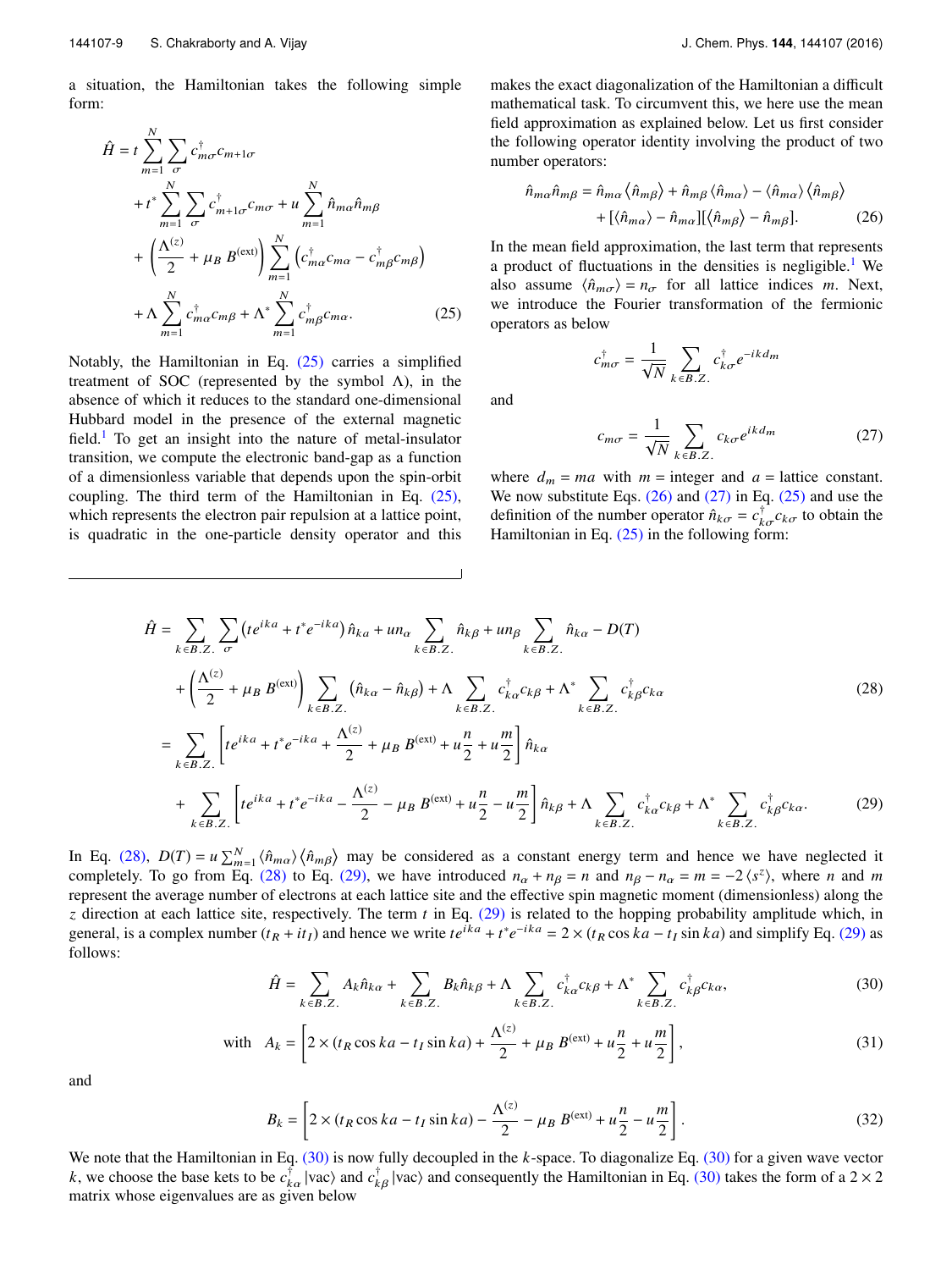a situation, the Hamiltonian takes the following simple form:

$$
\begin{aligned}
\hat{H} = t \sum_{m=1}^{N} \sum_{\sigma} c_{m\sigma}^{\dagger} c_{m+1\sigma} \\
+ t^{*} \sum_{m=1}^{N} \sum_{\sigma} c_{m+1\sigma}^{\dagger} c_{m\sigma} + u \sum_{m=1}^{N} \hat{n}_{m\alpha} \hat{n}_{m\beta} \\
+ \left( \frac{\Lambda^{(z)}}{2} + \mu_B \, B^{(\text{ext})} \right) \sum_{m=1}^{N} \left( c_{m\alpha}^{\dagger} c_{m\alpha} - c_{m\beta}^{\dagger} c_{m\beta} \right) \\
+ \Lambda \sum_{m=1}^{N} c_{m\alpha}^{\dagger} c_{m\beta} + \Lambda^{*} \sum_{m=1}^{N} c_{m\beta}^{\dagger} c_{m\alpha}.
\end{aligned}
\tag{25}
$$

Notably, the Hamiltonian in Eq. (25) carries a simplified treatment of SOC (represented by the symbol $\Lambda$), in the absence of which it reduces to the standard one-dimensional Hubbard model in the presence of the external magnetic field.[1] To get an insight into the nature of metal-insulator transition, we compute the electronic band-gap as a function of a dimensionless variable that depends upon the spin-orbit coupling. The third term of the Hamiltonian in Eq. (25), which represents the electron pair repulsion at a lattice point, is quadratic in the one-particle density operator and this makes the exact diagonalization of the Hamiltonian a difficult mathematical task. To circumvent this, we here use the mean field approximation as explained below. Let us first consider the following operator identity involving the product of two number operators:

$$
\begin{aligned}
\hat{n}_{m\alpha} \hat{n}_{m\beta} = \hat{n}_{m\alpha} \left\langle \hat{n}_{m\beta} \right\rangle + \hat{n}_{m\beta} \left\langle \hat{n}_{m\alpha} \right\rangle - \left\langle \hat{n}_{m\alpha} \right\rangle \left\langle \hat{n}_{m\beta} \right\rangle \\
+ [\langle \hat{n}_{m\alpha} \rangle - \hat{n}_{m\alpha}][\left\langle \hat{n}_{m\beta} \right\rangle - \hat{n}_{m\beta}].
\end{aligned}
\tag{26}
$$

In the mean field approximation, the last term that represents a product of fluctuations in the densities is negligible.[1] We also assume $\langle \hat{n}_{m\sigma} \rangle = n_{\sigma}$ for all lattice indices $m$. Next, we introduce the Fourier transformation of the fermionic operators as below

$$
c_{m\sigma}^{\dagger} = \frac{1}{\sqrt{N}} \sum_{k \in B.Z.} c_{k\sigma}^{\dagger} e^{-ikd_m}
$$

and

$$
c_{m\sigma} = \frac{1}{\sqrt{N}} \sum_{k \in B.Z.} c_{k\sigma} e^{ikd_m}
\tag{27}
$$

where $d_m = ma$ with $m =$ integer and $a =$ lattice constant. We now substitute Eqs. (26) and (27) in Eq. (25) and use the definition of the number operator $\hat{n}_{k\sigma} = c_{k\sigma}^{\dagger} c_{k\sigma}$ to obtain the Hamiltonian in Eq. (25) in the following form:

$$
\begin{aligned}
\hat{H} &= \sum_{k \in B.Z.} \sum_{\sigma} \left( t e^{ika} + t^{*} e^{-ika} \right) \hat{n}_{k\alpha} + u n_{\alpha} \sum_{k \in B.Z.} \hat{n}_{k\beta} + u n_{\beta} \sum_{k \in B.Z.} \hat{n}_{k\alpha} - D(T) \\
&\quad + \left( \frac{\Lambda^{(z)}}{2} + \mu_B \, B^{(\text{ext})} \right) \sum_{k \in B.Z.} \left( \hat{n}_{k\alpha} - \hat{n}_{k\beta} \right) + \Lambda \sum_{k \in B.Z.} c_{k\alpha}^{\dagger} c_{k\beta} + \Lambda^{*} \sum_{k \in B.Z.} c_{k\beta}^{\dagger} c_{k\alpha}
\end{aligned}
\tag{28}
$$

$$
\begin{aligned}
&= \sum_{k \in B.Z.} \left[ t e^{ika} + t^{*} e^{-ika} + \frac{\Lambda^{(z)}}{2} + \mu_B \, B^{(\text{ext})} + u \frac{n}{2} + u \frac{m}{2} \right] \hat{n}_{k\alpha} \\
&\quad + \sum_{k \in B.Z.} \left[ t e^{ika} + t^{*} e^{-ika} - \frac{\Lambda^{(z)}}{2} - \mu_B \, B^{(\text{ext})} + u \frac{n}{2} - u \frac{m}{2} \right] \hat{n}_{k\beta} + \Lambda \sum_{k \in B.Z.} c_{k\alpha}^{\dagger} c_{k\beta} + \Lambda^{*} \sum_{k \in B.Z.} c_{k\beta}^{\dagger} c_{k\alpha}.
\end{aligned}
\tag{29}
$$

In Eq. (28), $D(T) = u \sum_{m=1}^{N} \langle \hat{n}_{m\alpha} \rangle \langle \hat{n}_{m\beta} \rangle$ may be considered as a constant energy term and hence we have neglected it completely. To go from Eq. (28) to Eq. (29), we have introduced $n_{\alpha} + n_{\beta} = n$ and $n_{\beta} - n_{\alpha} = m = -2 \langle s^{z} \rangle$, where $n$ and $m$ represent the average number of electrons at each lattice site and the effective spin magnetic moment (dimensionless) along the $z$ direction at each lattice site, respectively. The term $t$ in Eq. (29) is related to the hopping probability amplitude which, in general, is a complex number $(t_R + i t_I)$ and hence we write $t e^{ika} + t^{*} e^{-ika} = 2 \times (t_R \cos ka - t_I \sin ka)$ and simplify Eq. (29) as follows:

$$
\hat{H} = \sum_{k \in B.Z.} A_k \hat{n}_{k\alpha} + \sum_{k \in B.Z.} B_k \hat{n}_{k\beta} + \Lambda \sum_{k \in B.Z.} c_{k\alpha}^{\dagger} c_{k\beta} + \Lambda^{*} \sum_{k \in B.Z.} c_{k\beta}^{\dagger} c_{k\alpha},
\tag{30}
$$

$$
\text{with} \quad A_k = \left[ 2 \times (t_R \cos ka - t_I \sin ka) + \frac{\Lambda^{(z)}}{2} + \mu_B \, B^{(\text{ext})} + u \frac{n}{2} + u \frac{m}{2} \right],
\tag{31}
$$

and

$$
B_k = \left[ 2 \times (t_R \cos ka - t_I \sin ka) - \frac{\Lambda^{(z)}}{2} - \mu_B \, B^{(\text{ext})} + u \frac{n}{2} - u \frac{m}{2} \right].
\tag{32}
$$

We note that the Hamiltonian in Eq. (30) is now fully decoupled in the $k$-space. To diagonalize Eq. (30) for a given wave vector $k$, we choose the base kets to be $c_{k\alpha}^{\dagger} |\text{vac}\rangle$ and $c_{k\beta}^{\dagger} |\text{vac}\rangle$ and consequently the Hamiltonian in Eq. (30) takes the form of a $2 \times 2$ matrix whose eigenvalues are as given below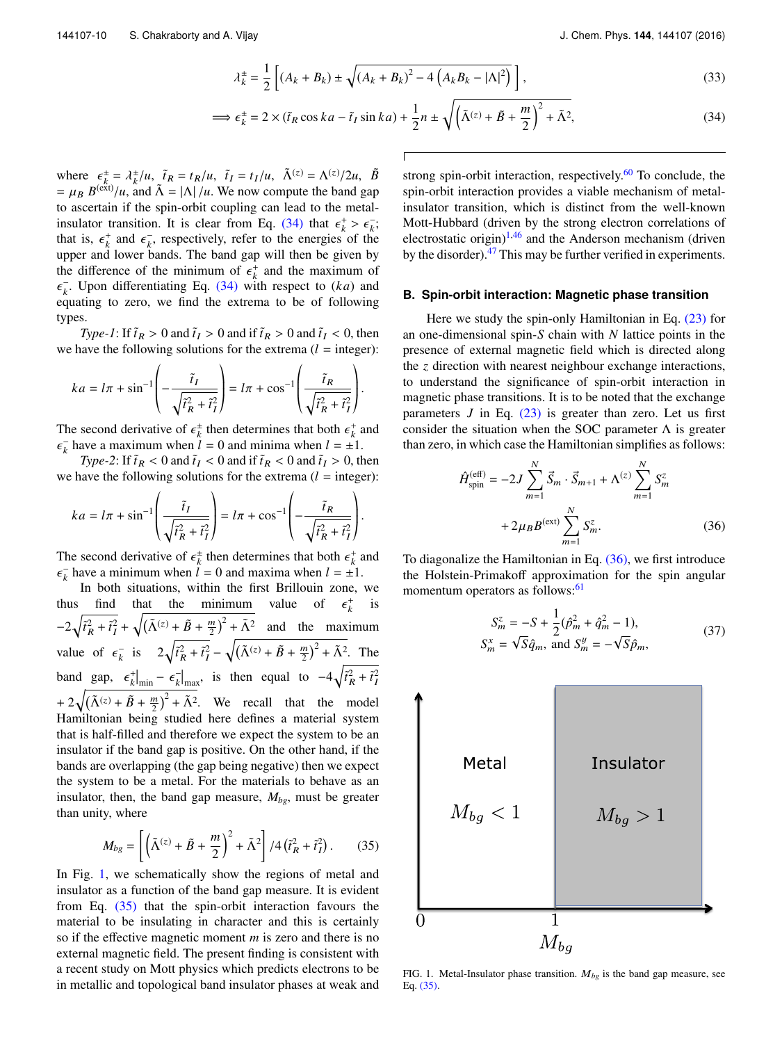$$\lambda_k^{\pm} = \frac{1}{2}\left[(A_k + B_k) \pm \sqrt{(A_k + B_k)^2 - 4\left(A_k B_k - |\Lambda|^2\right)}\right], \tag{33}$$

$$\implies \epsilon_k^{\pm} = 2 \times (\tilde{t}_R \cos ka - \tilde{t}_I \sin ka) + \frac{1}{2}n \pm \sqrt{\left(\tilde{\Lambda}^{(z)} + \tilde{B} + \frac{m}{2}\right)^2 + \tilde{\Lambda}^2}, \tag{34}$$

where $\epsilon_k^{\pm} = \lambda_k^{\pm}/u$, $\tilde{t}_R = t_R/u$, $\tilde{t}_I = t_I/u$, $\tilde{\Lambda}^{(z)} = \Lambda^{(z)}/2u$, $\tilde{B} = \mu_B B^{(\text{ext})}/u$, and $\tilde{\Lambda} = |\Lambda|/u$. We now compute the band gap to ascertain if the spin-orbit coupling can lead to the metal-insulator transition. It is clear from Eq. (34) that $\epsilon_k^+ > \epsilon_k^-$; that is, $\epsilon_k^+$ and $\epsilon_k^-$, respectively, refer to the energies of the upper and lower bands. The band gap will then be given by the difference of the minimum of $\epsilon_k^+$ and the maximum of $\epsilon_k^-$. Upon differentiating Eq. (34) with respect to $(ka)$ and equating to zero, we find the extrema to be of following types.

*Type-1*: If $\tilde{t}_R > 0$ and $\tilde{t}_I > 0$ and if $\tilde{t}_R > 0$ and $\tilde{t}_I < 0$, then we have the following solutions for the extrema ($l$ = integer):

$$ka = l\pi + \sin^{-1}\left(-\frac{\tilde{t}_I}{\sqrt{\tilde{t}_R^2 + \tilde{t}_I^2}}\right) = l\pi + \cos^{-1}\left(\frac{\tilde{t}_R}{\sqrt{\tilde{t}_R^2 + \tilde{t}_I^2}}\right).$$

The second derivative of $\epsilon_k^{\pm}$ then determines that both $\epsilon_k^+$ and $\epsilon_k^-$ have a maximum when $l = 0$ and minima when $l = \pm 1$.

*Type-2*: If $\tilde{t}_R < 0$ and $\tilde{t}_I < 0$ and if $\tilde{t}_R < 0$ and $\tilde{t}_I > 0$, then we have the following solutions for the extrema ($l$ = integer):

$$ka = l\pi + \sin^{-1}\left(\frac{\tilde{t}_I}{\sqrt{\tilde{t}_R^2 + \tilde{t}_I^2}}\right) = l\pi + \cos^{-1}\left(-\frac{\tilde{t}_R}{\sqrt{\tilde{t}_R^2 + \tilde{t}_I^2}}\right).$$

The second derivative of $\epsilon_k^{\pm}$ then determines that both $\epsilon_k^+$ and $\epsilon_k^-$ have a minimum when $l = 0$ and maxima when $l = \pm 1$.

In both situations, within the first Brillouin zone, we thus find that the minimum value of $\epsilon_k^+$ is $-2\sqrt{\tilde{t}_R^2 + \tilde{t}_I^2} + \sqrt{(\tilde{\Lambda}^{(z)} + \tilde{B} + \frac{m}{2})^2 + \tilde{\Lambda}^2}$ and the maximum value of $\epsilon_k^-$ is $2\sqrt{\tilde{t}_R^2 + \tilde{t}_I^2} - \sqrt{(\tilde{\Lambda}^{(z)} + \tilde{B} + \frac{m}{2})^2 + \tilde{\Lambda}^2}$. The band gap, $\epsilon_k^+|_{\min} - \epsilon_k^-|_{\max}$, is then equal to $-4\sqrt{\tilde{t}_R^2 + \tilde{t}_I^2} + 2\sqrt{(\tilde{\Lambda}^{(z)} + \tilde{B} + \frac{m}{2})^2 + \tilde{\Lambda}^2}$. We recall that the model Hamiltonian being studied here defines a material system that is half-filled and therefore we expect the system to be an insulator if the band gap is positive. On the other hand, if the bands are overlapping (the gap being negative) then we expect the system to be a metal. For the materials to behave as an insulator, then, the band gap measure, $M_{bg}$, must be greater than unity, where

$$M_{bg} = \left[\left(\tilde{\Lambda}^{(z)} + \tilde{B} + \frac{m}{2}\right)^2 + \tilde{\Lambda}^2\right] / 4\left(\tilde{t}_R^2 + \tilde{t}_I^2\right). \tag{35}$$

In Fig. 1, we schematically show the regions of metal and insulator as a function of the band gap measure. It is evident from Eq. (35) that the spin-orbit interaction favours the material to be insulating in character and this is certainly so if the effective magnetic moment $m$ is zero and there is no external magnetic field. The present finding is consistent with a recent study on Mott physics which predicts electrons to be in metallic and topological band insulator phases at weak and strong spin-orbit interaction, respectively.[60] To conclude, the spin-orbit interaction provides a viable mechanism of metal-insulator transition, which is distinct from the well-known Mott-Hubbard (driven by the strong electron correlations of electrostatic origin)[1,46] and the Anderson mechanism (driven by the disorder).[47] This may be further verified in experiments.

### B. Spin-orbit interaction: Magnetic phase transition

Here we study the spin-only Hamiltonian in Eq. (23) for an one-dimensional spin-$S$ chain with $N$ lattice points in the presence of external magnetic field which is directed along the $z$ direction with nearest neighbour exchange interactions, to understand the significance of spin-orbit interaction in magnetic phase transitions. It is to be noted that the exchange parameters $J$ in Eq. (23) is greater than zero. Let us first consider the situation when the SOC parameter $\Lambda$ is greater than zero, in which case the Hamiltonian simplifies as follows:

$$\hat{H}_{\text{spin}}^{(\text{eff})} = -2J\sum_{m=1}^{N} \vec{S}_m \cdot \vec{S}_{m+1} + \Lambda^{(z)} \sum_{m=1}^{N} S_m^z + 2\mu_B B^{(\text{ext})} \sum_{m=1}^{N} S_m^z. \tag{36}$$

To diagonalize the Hamiltonian in Eq. (36), we first introduce the Holstein-Primakoff approximation for the spin angular momentum operators as follows:[61]

$$S_m^z = -S + \frac{1}{2}(\hat{p}_m^2 + \hat{q}_m^2 - 1), \quad S_m^x = \sqrt{S}\hat{q}_m, \text{ and } S_m^y = -\sqrt{S}\hat{p}_m, \tag{37}$$

| Metal | Insulator |
|---|---|
| $M_{bg} < 1$ | $M_{bg} > 1$ |

FIG. 1. Metal-Insulator phase transition. $M_{bg}$ is the band gap measure, see Eq. (35).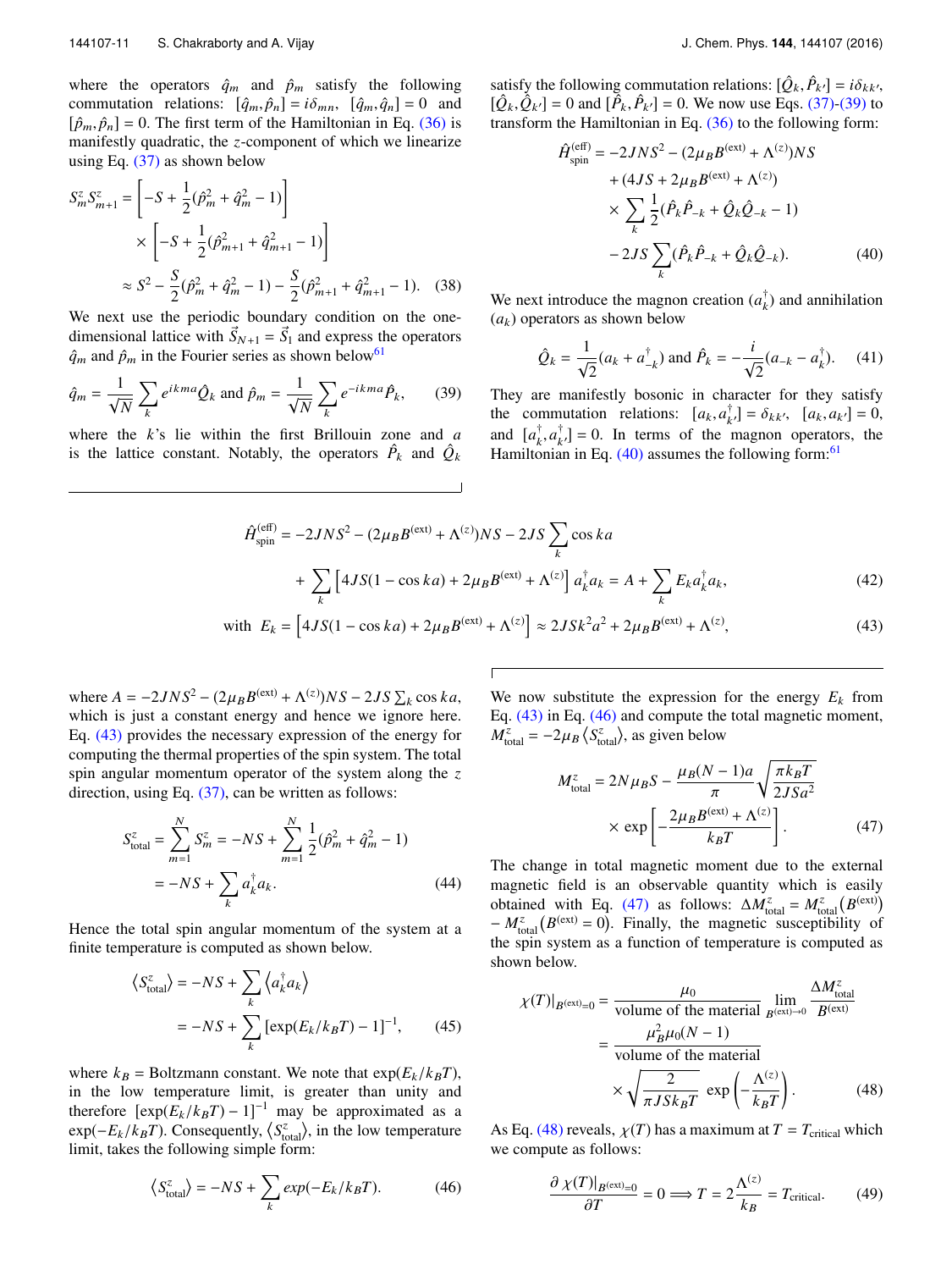where the operators $\hat{q}_m$ and $\hat{p}_m$ satisfy the following commutation relations: $[\hat{q}_m, \hat{p}_n] = i\delta_{mn}$, $[\hat{q}_m, \hat{q}_n] = 0$ and $[\hat{p}_m, \hat{p}_n] = 0$. The first term of the Hamiltonian in Eq. (36) is manifestly quadratic, the $z$-component of which we linearize using Eq. (37) as shown below

$$
\begin{aligned}
S_m^z S_{m+1}^z &= \left[-S + \frac{1}{2}(\hat{p}_m^2 + \hat{q}_m^2 - 1)\right] \\
&\quad \times \left[-S + \frac{1}{2}(\hat{p}_{m+1}^2 + \hat{q}_{m+1}^2 - 1)\right] \\
&\approx S^2 - \frac{S}{2}(\hat{p}_m^2 + \hat{q}_m^2 - 1) - \frac{S}{2}(\hat{p}_{m+1}^2 + \hat{q}_{m+1}^2 - 1). \quad (38)
\end{aligned}
$$

We next use the periodic boundary condition on the one-dimensional lattice with $\vec{S}_{N+1} = \vec{S}_1$ and express the operators $\hat{q}_m$ and $\hat{p}_m$ in the Fourier series as shown below[61]

$$
\hat{q}_m = \frac{1}{\sqrt{N}} \sum_k e^{ikma} \hat{Q}_k \text{ and } \hat{p}_m = \frac{1}{\sqrt{N}} \sum_k e^{-ikma} \hat{P}_k, \quad (39)
$$

where the $k$'s lie within the first Brillouin zone and $a$ is the lattice constant. Notably, the operators $\hat{P}_k$ and $\hat{Q}_k$ satisfy the following commutation relations: $[\hat{Q}_k, \hat{P}_{k'}] = i\delta_{kk'}$, $[\hat{Q}_k, \hat{Q}_{k'}] = 0$ and $[\hat{P}_k, \hat{P}_{k'}] = 0$. We now use Eqs. (37)-(39) to transform the Hamiltonian in Eq. (36) to the following form:

$$
\begin{aligned}
\hat{H}_{\text{spin}}^{(\text{eff})} &= -2JNS^2 - (2\mu_B B^{(\text{ext})} + \Lambda^{(z)})NS \\
&\quad + (4JS + 2\mu_B B^{(\text{ext})} + \Lambda^{(z)}) \\
&\quad \times \sum_k \frac{1}{2}(\hat{P}_k \hat{P}_{-k} + \hat{Q}_k \hat{Q}_{-k} - 1) \\
&\quad - 2JS \sum_k (\hat{P}_k \hat{P}_{-k} + \hat{Q}_k \hat{Q}_{-k}). \quad (40)
\end{aligned}
$$

We next introduce the magnon creation ($a_k^\dagger$) and annihilation ($a_k$) operators as shown below

$$
\hat{Q}_k = \frac{1}{\sqrt{2}}(a_k + a_{-k}^\dagger) \text{ and } \hat{P}_k = -\frac{i}{\sqrt{2}}(a_{-k} - a_k^\dagger). \quad (41)
$$

They are manifestly bosonic in character for they satisfy the commutation relations: $[a_k, a_{k'}^\dagger] = \delta_{kk'}$, $[a_k, a_{k'}] = 0$, and $[a_k^\dagger, a_{k'}^\dagger] = 0$. In terms of the magnon operators, the Hamiltonian in Eq. (40) assumes the following form:[61]

$$
\begin{aligned}
\hat{H}_{\text{spin}}^{(\text{eff})} &= -2JNS^2 - (2\mu_B B^{(\text{ext})} + \Lambda^{(z)})NS - 2JS \sum_k \cos ka \\
&\quad + \sum_k \left[4JS(1 - \cos ka) + 2\mu_B B^{(\text{ext})} + \Lambda^{(z)}\right] a_k^\dagger a_k = A + \sum_k E_k a_k^\dagger a_k, \quad (42)
\end{aligned}
$$

$$
\text{with } E_k = \left[4JS(1 - \cos ka) + 2\mu_B B^{(\text{ext})} + \Lambda^{(z)}\right] \approx 2JSk^2a^2 + 2\mu_B B^{(\text{ext})} + \Lambda^{(z)}, \quad (43)
$$

where $A = -2JNS^2 - (2\mu_B B^{(\text{ext})} + \Lambda^{(z)})NS - 2JS\sum_k \cos ka$, which is just a constant energy and hence we ignore here. Eq. (43) provides the necessary expression of the energy for computing the thermal properties of the spin system. The total spin angular momentum operator of the system along the $z$ direction, using Eq. (37), can be written as follows:

$$
\begin{aligned}
S_{\text{total}}^z &= \sum_{m=1}^N S_m^z = -NS + \sum_{m=1}^N \frac{1}{2}(\hat{p}_m^2 + \hat{q}_m^2 - 1) \\
&= -NS + \sum_k a_k^\dagger a_k. \quad (44)
\end{aligned}
$$

Hence the total spin angular momentum of the system at a finite temperature is computed as shown below.

$$
\begin{aligned}
\langle S_{\text{total}}^z \rangle &= -NS + \sum_k \langle a_k^\dagger a_k \rangle \\
&= -NS + \sum_k [\exp(E_k/k_BT) - 1]^{-1}, \quad (45)
\end{aligned}
$$

where $k_B$ = Boltzmann constant. We note that $\exp(E_k/k_BT)$, in the low temperature limit, is greater than unity and therefore $[\exp(E_k/k_BT) - 1]^{-1}$ may be approximated as a $\exp(-E_k/k_BT)$. Consequently, $\langle S_{\text{total}}^z \rangle$, in the low temperature limit, takes the following simple form:

$$
\langle S_{\text{total}}^z \rangle = -NS + \sum_k exp(-E_k/k_BT). \quad (46)
$$

We now substitute the expression for the energy $E_k$ from Eq. (43) in Eq. (46) and compute the total magnetic moment, $M_{\text{total}}^z = -2\mu_B \langle S_{\text{total}}^z \rangle$, as given below

$$
\begin{aligned}
M_{\text{total}}^z &= 2N\mu_B S - \frac{\mu_B(N-1)a}{\pi}\sqrt{\frac{\pi k_BT}{2JSa^2}} \\
&\quad \times \exp\left[-\frac{2\mu_B B^{(\text{ext})} + \Lambda^{(z)}}{k_BT}\right]. \quad (47)
\end{aligned}
$$

The change in total magnetic moment due to the external magnetic field is an observable quantity which is easily obtained with Eq. (47) as follows: $\Delta M_{\text{total}}^z = M_{\text{total}}^z(B^{(\text{ext})}) - M_{\text{total}}^z(B^{(\text{ext})} = 0)$. Finally, the magnetic susceptibility of the spin system as a function of temperature is computed as shown below.

$$
\begin{aligned}
\chi(T)|_{B^{(\text{ext})}=0} &= \frac{\mu_0}{\text{volume of the material}} \lim_{B^{(\text{ext})} \to 0} \frac{\Delta M_{\text{total}}^z}{B^{(\text{ext})}} \\
&= \frac{\mu_B^2 \mu_0 (N-1)}{\text{volume of the material}} \\
&\quad \times \sqrt{\frac{2}{\pi JSk_BT}} \exp\left(-\frac{\Lambda^{(z)}}{k_BT}\right). \quad (48)
\end{aligned}
$$

As Eq. (48) reveals, $\chi(T)$ has a maximum at $T = T_{\text{critical}}$ which we compute as follows:

$$
\frac{\partial \chi(T)|_{B^{(\text{ext})}=0}}{\partial T} = 0 \Longrightarrow T = 2\frac{\Lambda^{(z)}}{k_B} = T_{\text{critical}}. \quad (49)
$$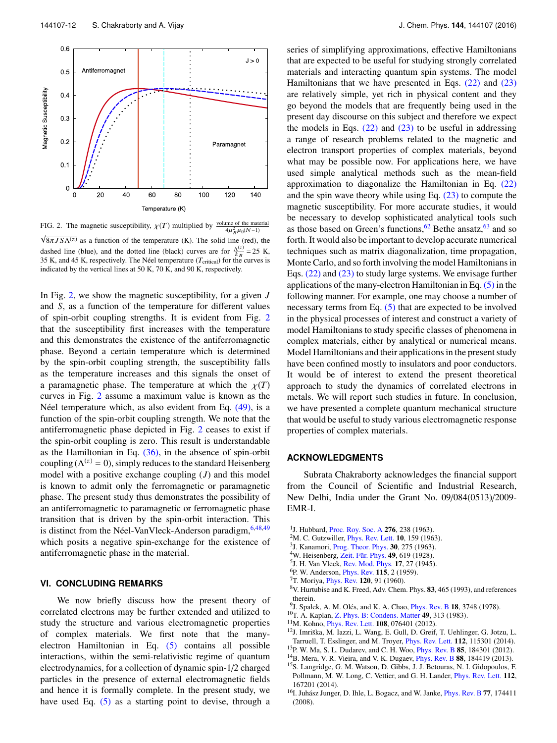FIG. 2. The magnetic susceptibility, $\chi(T)$ multiplied by $\frac{\text{volume of the material}}{4\mu_B^2\mu_0(N-1)}$ $\sqrt{8\pi JS\Lambda^{(z)}}$ as a function of the temperature (K). The solid line (red), the dashed line (blue), and the dotted line (black) curves are for $\frac{\Lambda^{(z)}}{k_B} = 25$ K, 35 K, and 45 K, respectively. The Néel temperature ($T_{\text{critical}}$) for the curves is indicated by the vertical lines at 50 K, 70 K, and 90 K, respectively.

In Fig. 2, we show the magnetic susceptibility, for a given $J$ and $S$, as a function of the temperature for different values of spin-orbit coupling strengths. It is evident from Fig. 2 that the susceptibility first increases with the temperature and this demonstrates the existence of the antiferromagnetic phase. Beyond a certain temperature which is determined by the spin-orbit coupling strength, the susceptibility falls as the temperature increases and this signals the onset of a paramagnetic phase. The temperature at which the $\chi(T)$ curves in Fig. 2 assume a maximum value is known as the Néel temperature which, as also evident from Eq. (49), is a function of the spin-orbit coupling strength. We note that the antiferromagnetic phase depicted in Fig. 2 ceases to exist if the spin-orbit coupling is zero. This result is understandable as the Hamiltonian in Eq. (36), in the absence of spin-orbit coupling ($\Lambda^{(z)} = 0$), simply reduces to the standard Heisenberg model with a positive exchange coupling ($J$) and this model is known to admit only the ferromagnetic or paramagnetic phase. The present study thus demonstrates the possibility of an antiferromagnetic to paramagnetic or ferromagnetic phase transition that is driven by the spin-orbit interaction. This is distinct from the Néel-VanVleck-Anderson paradigm,[6,48,49] which posits a negative spin-exchange for the existence of antiferromagnetic phase in the material.

## VI. CONCLUDING REMARKS

We now briefly discuss how the present theory of correlated electrons may be further extended and utilized to study the structure and various electromagnetic properties of complex materials. We first note that the many-electron Hamiltonian in Eq. (5) contains all possible interactions, within the semi-relativistic regime of quantum electrodynamics, for a collection of dynamic spin-1/2 charged particles in the presence of external electromagnetic fields and hence it is formally complete. In the present study, we have used Eq. (5) as a starting point to devise, through a series of simplifying approximations, effective Hamiltonians that are expected to be useful for studying strongly correlated materials and interacting quantum spin systems. The model Hamiltonians that we have presented in Eqs. (22) and (23) are relatively simple, yet rich in physical content and they go beyond the models that are frequently being used in the present day discourse on this subject and therefore we expect the models in Eqs. (22) and (23) to be useful in addressing a range of research problems related to the magnetic and electron transport properties of complex materials, beyond what may be possible now. For applications here, we have used simple analytical methods such as the mean-field approximation to diagonalize the Hamiltonian in Eq. (22) and the spin wave theory while using Eq. (23) to compute the magnetic susceptibility. For more accurate studies, it would be necessary to develop sophisticated analytical tools such as those based on Green's functions,[62] Bethe ansatz,[63] and so forth. It would also be important to develop accurate numerical techniques such as matrix diagonalization, time propagation, Monte Carlo, and so forth involving the model Hamiltonians in Eqs. (22) and (23) to study large systems. We envisage further applications of the many-electron Hamiltonian in Eq. (5) in the following manner. For example, one may choose a number of necessary terms from Eq. (5) that are expected to be involved in the physical processes of interest and construct a variety of model Hamiltonians to study specific classes of phenomena in complex materials, either by analytical or numerical means. Model Hamiltonians and their applications in the present study have been confined mostly to insulators and poor conductors. It would be of interest to extend the present theoretical approach to study the dynamics of correlated electrons in metals. We will report such studies in future. In conclusion, we have presented a complete quantum mechanical structure that would be useful to study various electromagnetic response properties of complex materials.

## ACKNOWLEDGMENTS

Subrata Chakraborty acknowledges the financial support from the Council of Scientific and Industrial Research, New Delhi, India under the Grant No. 09/084(0513)/2009-EMR-I.

[1] J. Hubbard, Proc. Roy. Soc. A **276**, 238 (1963).
[2] M. C. Gutzwiller, Phys. Rev. Lett. **10**, 159 (1963).
[3] J. Kanamori, Prog. Theor. Phys. **30**, 275 (1963).
[4] W. Heisenberg, Zeit. Für. Phys. **49**, 619 (1928).
[5] J. H. Van Vleck, Rev. Mod. Phys. **17**, 27 (1945).
[6] P. W. Anderson, Phys. Rev. **115**, 2 (1959).
[7] T. Moriya, Phys. Rev. **120**, 91 (1960).
[8] V. Hurtubise and K. Freed, Adv. Chem. Phys. **83**, 465 (1993), and references therein.
[9] J. Spałek, A. M. Oleś, and K. A. Chao, Phys. Rev. B **18**, 3748 (1978).
[10] T. A. Kaplan, Z. Phys. B: Condens. Matter **49**, 313 (1983).
[11] M. Kohno, Phys. Rev. Lett. **108**, 076401 (2012).
[12] J. Imriška, M. Iazzi, L. Wang, E. Gull, D. Greif, T. Uehlinger, G. Jotzu, L. Tarruell, T. Esslinger, and M. Troyer, Phys. Rev. Lett. **112**, 115301 (2014).
[13] P. W. Ma, S. L. Dudarev, and C. H. Woo, Phys. Rev. B **85**, 184301 (2012).
[14] B. Mera, V. R. Vieira, and V. K. Dugaev, Phys. Rev. B **88**, 184419 (2013).
[15] S. Langridge, G. M. Watson, D. Gibbs, J. J. Betouras, N. I. Gidopoulos, F. Pollmann, M. W. Long, C. Vettier, and G. H. Lander, Phys. Rev. Lett. **112**, 167201 (2014).
[16] I. Juhász Junger, D. Ihle, L. Bogacz, and W. Janke, Phys. Rev. B **77**, 174411 (2008).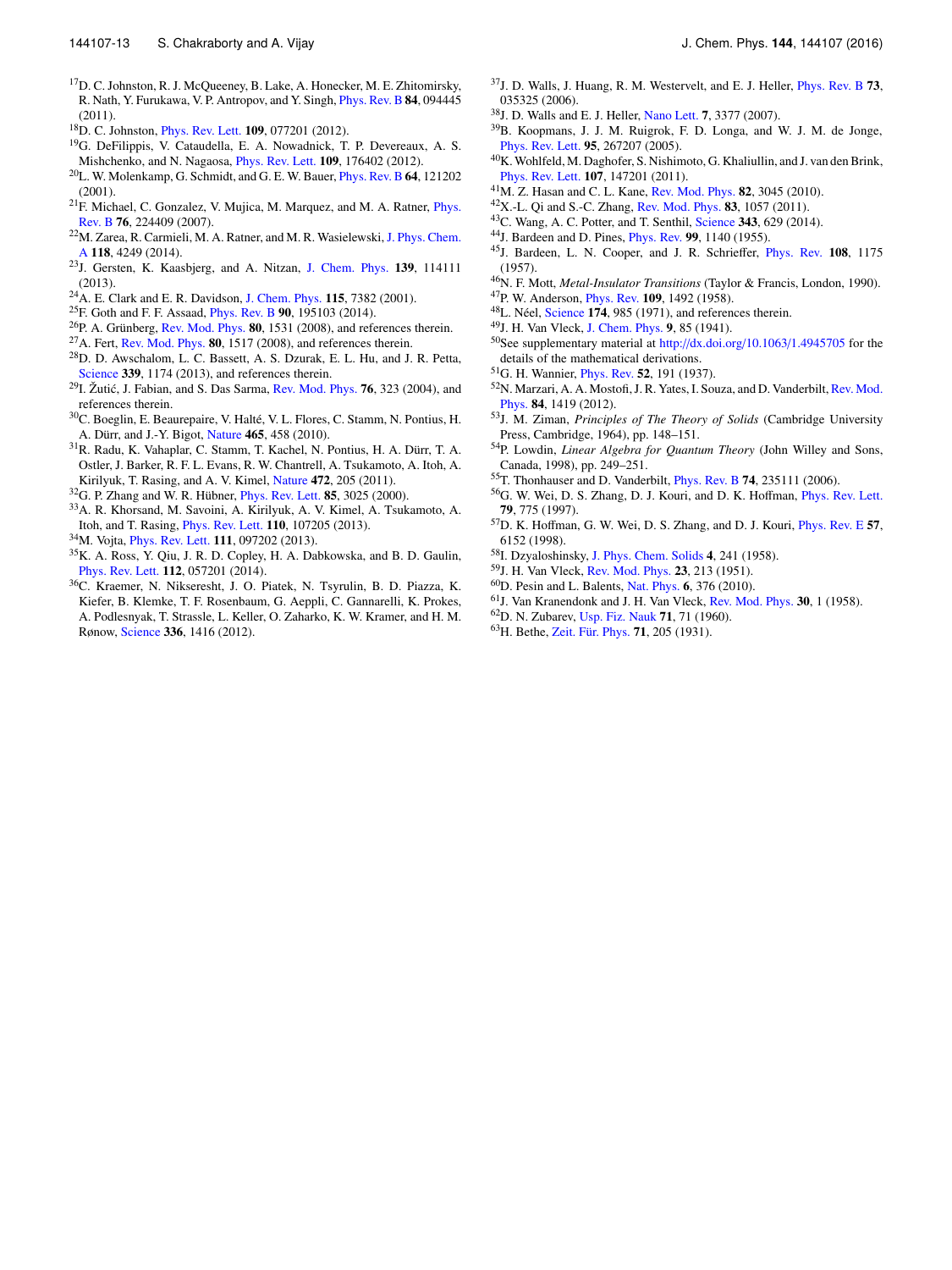[17] D. C. Johnston, R. J. McQueeney, B. Lake, A. Honecker, M. E. Zhitomirsky, R. Nath, Y. Furukawa, V. P. Antropov, and Y. Singh, Phys. Rev. B **84**, 094445 (2011).

[18] D. C. Johnston, Phys. Rev. Lett. **109**, 077201 (2012).

[19] G. DeFilippis, V. Cataudella, E. A. Nowadnick, T. P. Devereaux, A. S. Mishchenko, and N. Nagaosa, Phys. Rev. Lett. **109**, 176402 (2012).

[20] L. W. Molenkamp, G. Schmidt, and G. E. W. Bauer, Phys. Rev. B **64**, 121202 (2001).

[21] F. Michael, C. Gonzalez, V. Mujica, M. Marquez, and M. A. Ratner, Phys. Rev. B **76**, 224409 (2007).

[22] M. Zarea, R. Carmieli, M. A. Ratner, and M. R. Wasielewski, J. Phys. Chem. A **118**, 4249 (2014).

[23] J. Gersten, K. Kaasbjerg, and A. Nitzan, J. Chem. Phys. **139**, 114111 (2013).

[24] A. E. Clark and E. R. Davidson, J. Chem. Phys. **115**, 7382 (2001).

[25] F. Goth and F. F. Assaad, Phys. Rev. B **90**, 195103 (2014).

[26] P. A. Grünberg, Rev. Mod. Phys. **80**, 1531 (2008), and references therein.

[27] A. Fert, Rev. Mod. Phys. **80**, 1517 (2008), and references therein.

[28] D. D. Awschalom, L. C. Bassett, A. S. Dzurak, E. L. Hu, and J. R. Petta, Science **339**, 1174 (2013), and references therein.

[29] I. Žutić, J. Fabian, and S. Das Sarma, Rev. Mod. Phys. **76**, 323 (2004), and references therein.

[30] C. Boeglin, E. Beaurepaire, V. Halté, V. L. Flores, C. Stamm, N. Pontius, H. A. Dürr, and J.-Y. Bigot, Nature **465**, 458 (2010).

[31] R. Radu, K. Vahaplar, C. Stamm, T. Kachel, N. Pontius, H. A. Dürr, T. A. Ostler, J. Barker, R. F. L. Evans, R. W. Chantrell, A. Tsukamoto, A. Itoh, A. Kirilyuk, T. Rasing, and A. V. Kimel, Nature **472**, 205 (2011).

[32] G. P. Zhang and W. R. Hübner, Phys. Rev. Lett. **85**, 3025 (2000).

[33] A. R. Khorsand, M. Savoini, A. Kirilyuk, A. V. Kimel, A. Tsukamoto, A. Itoh, and T. Rasing, Phys. Rev. Lett. **110**, 107205 (2013).

[34] M. Vojta, Phys. Rev. Lett. **111**, 097202 (2013).

[35] K. A. Ross, Y. Qiu, J. R. D. Copley, H. A. Dabkowska, and B. D. Gaulin, Phys. Rev. Lett. **112**, 057201 (2014).

[36] C. Kraemer, N. Nikseresht, J. O. Piatek, N. Tsyrulin, B. D. Piazza, K. Kiefer, B. Klemke, T. F. Rosenbaum, G. Aeppli, C. Gannarelli, K. Prokes, A. Podlesnyak, T. Strassle, L. Keller, O. Zaharko, K. W. Kramer, and H. M. Rønow, Science **336**, 1416 (2012).

[37] J. D. Walls, J. Huang, R. M. Westervelt, and E. J. Heller, Phys. Rev. B **73**, 035325 (2006).

[38] J. D. Walls and E. J. Heller, Nano Lett. **7**, 3377 (2007).

[39] B. Koopmans, J. J. M. Ruigrok, F. D. Longa, and W. J. M. de Jonge, Phys. Rev. Lett. **95**, 267207 (2005).

[40] K. Wohlfeld, M. Daghofer, S. Nishimoto, G. Khaliullin, and J. van den Brink, Phys. Rev. Lett. **107**, 147201 (2011).

[41] M. Z. Hasan and C. L. Kane, Rev. Mod. Phys. **82**, 3045 (2010).

[42] X.-L. Qi and S.-C. Zhang, Rev. Mod. Phys. **83**, 1057 (2011).

[43] C. Wang, A. C. Potter, and T. Senthil, Science **343**, 629 (2014).

[44] J. Bardeen and D. Pines, Phys. Rev. **99**, 1140 (1955).

[45] J. Bardeen, L. N. Cooper, and J. R. Schrieffer, Phys. Rev. **108**, 1175 (1957).

[46] N. F. Mott, *Metal-Insulator Transitions* (Taylor & Francis, London, 1990).

[47] P. W. Anderson, Phys. Rev. **109**, 1492 (1958).

[48] L. Néel, Science **174**, 985 (1971), and references therein.

[49] J. H. Van Vleck, J. Chem. Phys. **9**, 85 (1941).

[50] See supplementary material at http://dx.doi.org/10.1063/1.4945705 for the details of the mathematical derivations.

[51] G. H. Wannier, Phys. Rev. **52**, 191 (1937).

[52] N. Marzari, A. A. Mostofi, J. R. Yates, I. Souza, and D. Vanderbilt, Rev. Mod. Phys. **84**, 1419 (2012).

[53] J. M. Ziman, *Principles of The Theory of Solids* (Cambridge University Press, Cambridge, 1964), pp. 148–151.

[54] P. Lowdin, *Linear Algebra for Quantum Theory* (John Willey and Sons, Canada, 1998), pp. 249–251.

[55] T. Thonhauser and D. Vanderbilt, Phys. Rev. B **74**, 235111 (2006).

[56] G. W. Wei, D. S. Zhang, D. J. Kouri, and D. K. Hoffman, Phys. Rev. Lett. **79**, 775 (1997).

[57] D. K. Hoffman, G. W. Wei, D. S. Zhang, and D. J. Kouri, Phys. Rev. E **57**, 6152 (1998).

[58] I. Dzyaloshinsky, J. Phys. Chem. Solids **4**, 241 (1958).

[59] J. H. Van Vleck, Rev. Mod. Phys. **23**, 213 (1951).

[60] D. Pesin and L. Balents, Nat. Phys. **6**, 376 (2010).

[61] J. Van Kranendonk and J. H. Van Vleck, Rev. Mod. Phys. **30**, 1 (1958).

[62] D. N. Zubarev, Usp. Fiz. Nauk **71**, 71 (1960).

[63] H. Bethe, Zeit. Für. Phys. **71**, 205 (1931).